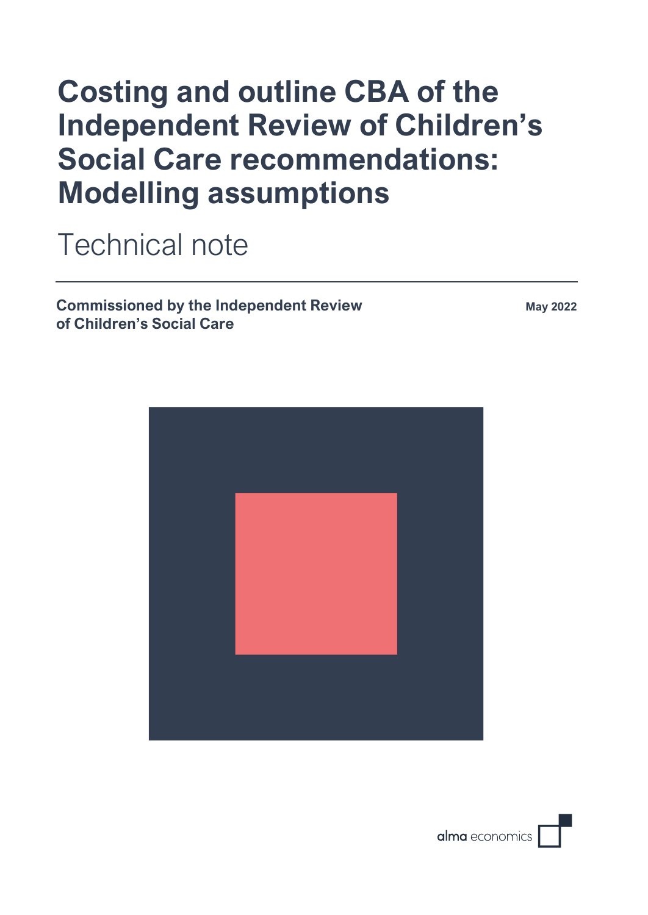# Costing and outline CBA of the Independent Review of Children's Social Care recommendations: Modelling assumptions

Technical note

**Commissioned by the Independent Review of Children's Social Care**

**May 2022**

alma economics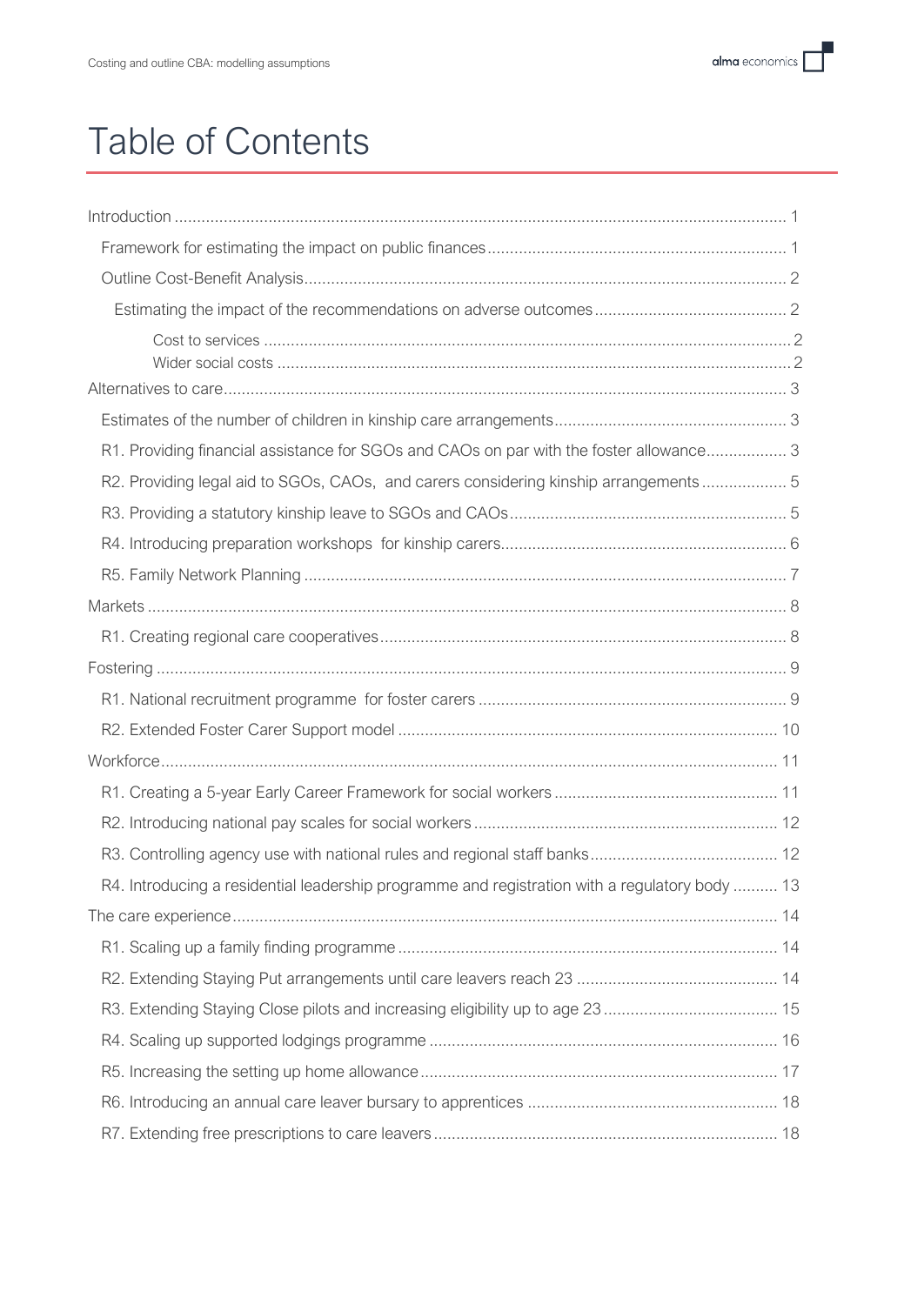# Table of Contents

- Introduction ... 1
  - Framework for estimating the impact on public finances ... 1
  - Outline Cost-Benefit Analysis ... 2
    - Estimating the impact of the recommendations on adverse outcomes ... 2
      - Cost to services ... 2
      - Wider social costs ... 2
- Alternatives to care ... 3
  - Estimates of the number of children in kinship care arrangements ... 3
  - R1. Providing financial assistance for SGOs and CAOs on par with the foster allowance ... 3
  - R2. Providing legal aid to SGOs, CAOs, and carers considering kinship arrangements ... 5
  - R3. Providing a statutory kinship leave to SGOs and CAOs ... 5
  - R4. Introducing preparation workshops for kinship carers ... 6
  - R5. Family Network Planning ... 7
- Markets ... 8
  - R1. Creating regional care cooperatives ... 8
- Fostering ... 9
  - R1. National recruitment programme for foster carers ... 9
  - R2. Extended Foster Carer Support model ... 10
- Workforce ... 11
  - R1. Creating a 5-year Early Career Framework for social workers ... 11
  - R2. Introducing national pay scales for social workers ... 12
  - R3. Controlling agency use with national rules and regional staff banks ... 12
  - R4. Introducing a residential leadership programme and registration with a regulatory body ... 13
- The care experience ... 14
  - R1. Scaling up a family finding programme ... 14
  - R2. Extending Staying Put arrangements until care leavers reach 23 ... 14
  - R3. Extending Staying Close pilots and increasing eligibility up to age 23 ... 15
  - R4. Scaling up supported lodgings programme ... 16
  - R5. Increasing the setting up home allowance ... 17
  - R6. Introducing an annual care leaver bursary to apprentices ... 18
  - R7. Extending free prescriptions to care leavers ... 18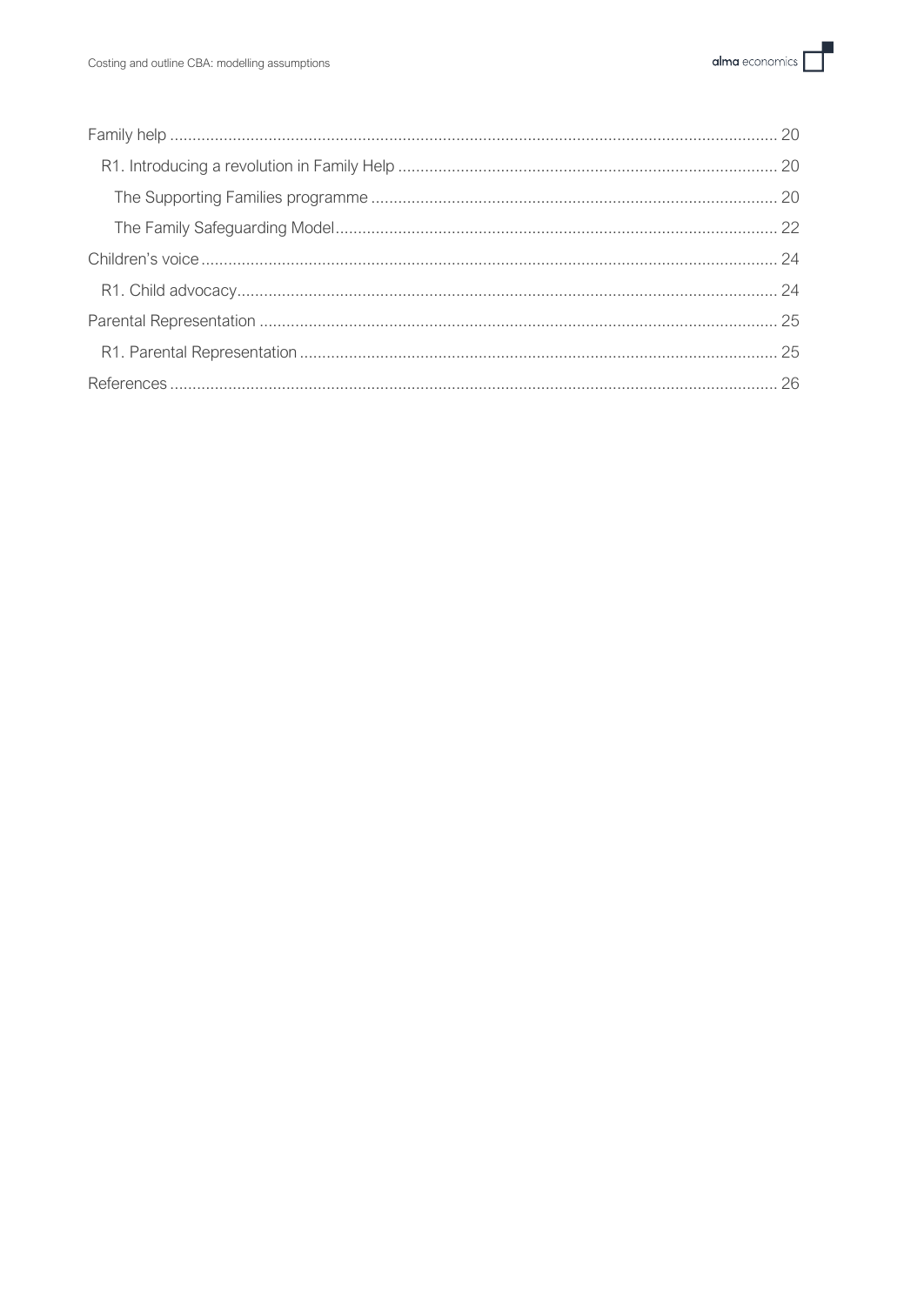Family help ... 20

- R1. Introducing a revolution in Family Help ... 20
  - The Supporting Families programme ... 20
  - The Family Safeguarding Model ... 22

Children's voice ... 24

- R1. Child advocacy ... 24

Parental Representation ... 25

- R1. Parental Representation ... 25

References ... 26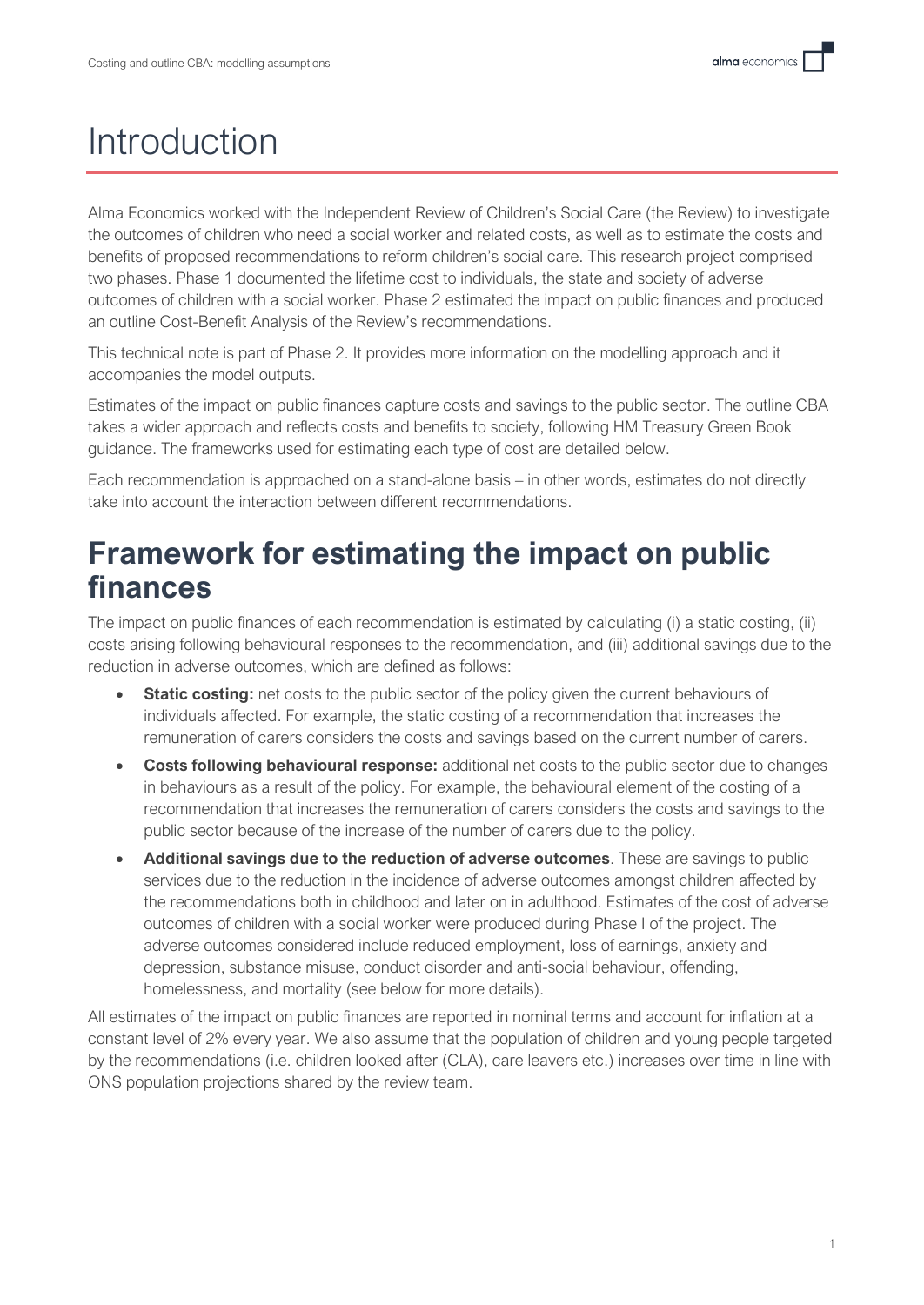# Introduction

Alma Economics worked with the Independent Review of Children's Social Care (the Review) to investigate the outcomes of children who need a social worker and related costs, as well as to estimate the costs and benefits of proposed recommendations to reform children's social care. This research project comprised two phases. Phase 1 documented the lifetime cost to individuals, the state and society of adverse outcomes of children with a social worker. Phase 2 estimated the impact on public finances and produced an outline Cost-Benefit Analysis of the Review's recommendations.

This technical note is part of Phase 2. It provides more information on the modelling approach and it accompanies the model outputs.

Estimates of the impact on public finances capture costs and savings to the public sector. The outline CBA takes a wider approach and reflects costs and benefits to society, following HM Treasury Green Book guidance. The frameworks used for estimating each type of cost are detailed below.

Each recommendation is approached on a stand-alone basis – in other words, estimates do not directly take into account the interaction between different recommendations.

## Framework for estimating the impact on public finances

The impact on public finances of each recommendation is estimated by calculating (i) a static costing, (ii) costs arising following behavioural responses to the recommendation, and (iii) additional savings due to the reduction in adverse outcomes, which are defined as follows:

- **Static costing:** net costs to the public sector of the policy given the current behaviours of individuals affected. For example, the static costing of a recommendation that increases the remuneration of carers considers the costs and savings based on the current number of carers.
- **Costs following behavioural response:** additional net costs to the public sector due to changes in behaviours as a result of the policy. For example, the behavioural element of the costing of a recommendation that increases the remuneration of carers considers the costs and savings to the public sector because of the increase of the number of carers due to the policy.
- **Additional savings due to the reduction of adverse outcomes**. These are savings to public services due to the reduction in the incidence of adverse outcomes amongst children affected by the recommendations both in childhood and later on in adulthood. Estimates of the cost of adverse outcomes of children with a social worker were produced during Phase I of the project. The adverse outcomes considered include reduced employment, loss of earnings, anxiety and depression, substance misuse, conduct disorder and anti-social behaviour, offending, homelessness, and mortality (see below for more details).

All estimates of the impact on public finances are reported in nominal terms and account for inflation at a constant level of 2% every year. We also assume that the population of children and young people targeted by the recommendations (i.e. children looked after (CLA), care leavers etc.) increases over time in line with ONS population projections shared by the review team.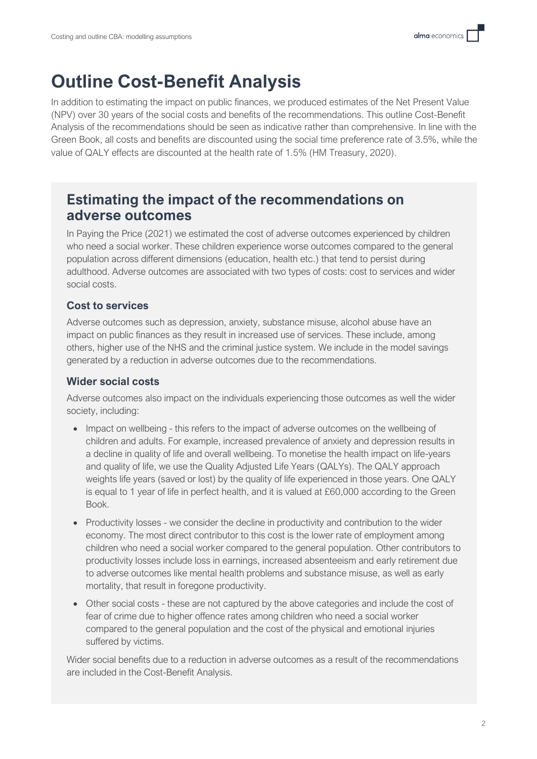# Outline Cost-Benefit Analysis

In addition to estimating the impact on public finances, we produced estimates of the Net Present Value (NPV) over 30 years of the social costs and benefits of the recommendations. This outline Cost-Benefit Analysis of the recommendations should be seen as indicative rather than comprehensive. In line with the Green Book, all costs and benefits are discounted using the social time preference rate of 3.5%, while the value of QALY effects are discounted at the health rate of 1.5% (HM Treasury, 2020).

## Estimating the impact of the recommendations on adverse outcomes

In Paying the Price (2021) we estimated the cost of adverse outcomes experienced by children who need a social worker. These children experience worse outcomes compared to the general population across different dimensions (education, health etc.) that tend to persist during adulthood. Adverse outcomes are associated with two types of costs: cost to services and wider social costs.

### Cost to services

Adverse outcomes such as depression, anxiety, substance misuse, alcohol abuse have an impact on public finances as they result in increased use of services. These include, among others, higher use of the NHS and the criminal justice system. We include in the model savings generated by a reduction in adverse outcomes due to the recommendations.

### Wider social costs

Adverse outcomes also impact on the individuals experiencing those outcomes as well the wider society, including:

- Impact on wellbeing - this refers to the impact of adverse outcomes on the wellbeing of children and adults. For example, increased prevalence of anxiety and depression results in a decline in quality of life and overall wellbeing. To monetise the health impact on life-years and quality of life, we use the Quality Adjusted Life Years (QALYs). The QALY approach weights life years (saved or lost) by the quality of life experienced in those years. One QALY is equal to 1 year of life in perfect health, and it is valued at £60,000 according to the Green Book.
- Productivity losses - we consider the decline in productivity and contribution to the wider economy. The most direct contributor to this cost is the lower rate of employment among children who need a social worker compared to the general population. Other contributors to productivity losses include loss in earnings, increased absenteeism and early retirement due to adverse outcomes like mental health problems and substance misuse, as well as early mortality, that result in foregone productivity.
- Other social costs - these are not captured by the above categories and include the cost of fear of crime due to higher offence rates among children who need a social worker compared to the general population and the cost of the physical and emotional injuries suffered by victims.

Wider social benefits due to a reduction in adverse outcomes as a result of the recommendations are included in the Cost-Benefit Analysis.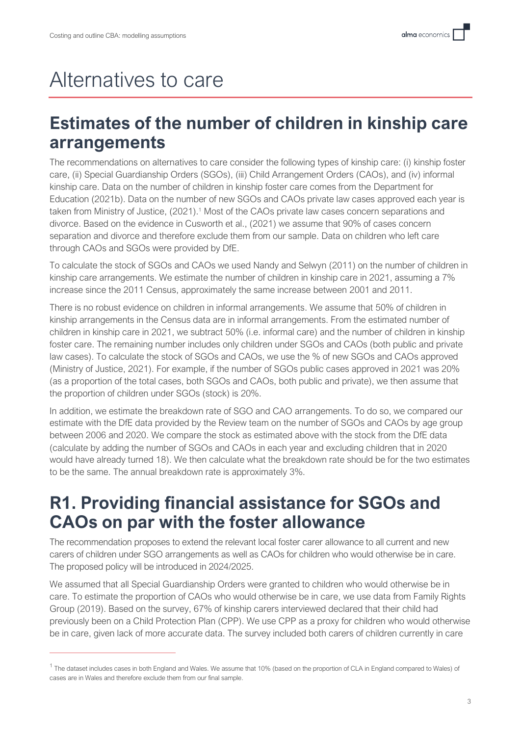# Alternatives to care

## Estimates of the number of children in kinship care arrangements

The recommendations on alternatives to care consider the following types of kinship care: (i) kinship foster care, (ii) Special Guardianship Orders (SGOs), (iii) Child Arrangement Orders (CAOs), and (iv) informal kinship care. Data on the number of children in kinship foster care comes from the Department for Education (2021b). Data on the number of new SGOs and CAOs private law cases approved each year is taken from Ministry of Justice, (2021).[1] Most of the CAOs private law cases concern separations and divorce. Based on the evidence in Cusworth et al., (2021) we assume that 90% of cases concern separation and divorce and therefore exclude them from our sample. Data on children who left care through CAOs and SGOs were provided by DfE.

To calculate the stock of SGOs and CAOs we used Nandy and Selwyn (2011) on the number of children in kinship care arrangements. We estimate the number of children in kinship care in 2021, assuming a 7% increase since the 2011 Census, approximately the same increase between 2001 and 2011.

There is no robust evidence on children in informal arrangements. We assume that 50% of children in kinship arrangements in the Census data are in informal arrangements. From the estimated number of children in kinship care in 2021, we subtract 50% (i.e. informal care) and the number of children in kinship foster care. The remaining number includes only children under SGOs and CAOs (both public and private law cases). To calculate the stock of SGOs and CAOs, we use the % of new SGOs and CAOs approved (Ministry of Justice, 2021). For example, if the number of SGOs public cases approved in 2021 was 20% (as a proportion of the total cases, both SGOs and CAOs, both public and private), we then assume that the proportion of children under SGOs (stock) is 20%.

In addition, we estimate the breakdown rate of SGO and CAO arrangements. To do so, we compared our estimate with the DfE data provided by the Review team on the number of SGOs and CAOs by age group between 2006 and 2020. We compare the stock as estimated above with the stock from the DfE data (calculate by adding the number of SGOs and CAOs in each year and excluding children that in 2020 would have already turned 18). We then calculate what the breakdown rate should be for the two estimates to be the same. The annual breakdown rate is approximately 3%.

## R1. Providing financial assistance for SGOs and CAOs on par with the foster allowance

The recommendation proposes to extend the relevant local foster carer allowance to all current and new carers of children under SGO arrangements as well as CAOs for children who would otherwise be in care. The proposed policy will be introduced in 2024/2025.

We assumed that all Special Guardianship Orders were granted to children who would otherwise be in care. To estimate the proportion of CAOs who would otherwise be in care, we use data from Family Rights Group (2019). Based on the survey, 67% of kinship carers interviewed declared that their child had previously been on a Child Protection Plan (CPP). We use CPP as a proxy for children who would otherwise be in care, given lack of more accurate data. The survey included both carers of children currently in care

[1] The dataset includes cases in both England and Wales. We assume that 10% (based on the proportion of CLA in England compared to Wales) of cases are in Wales and therefore exclude them from our final sample.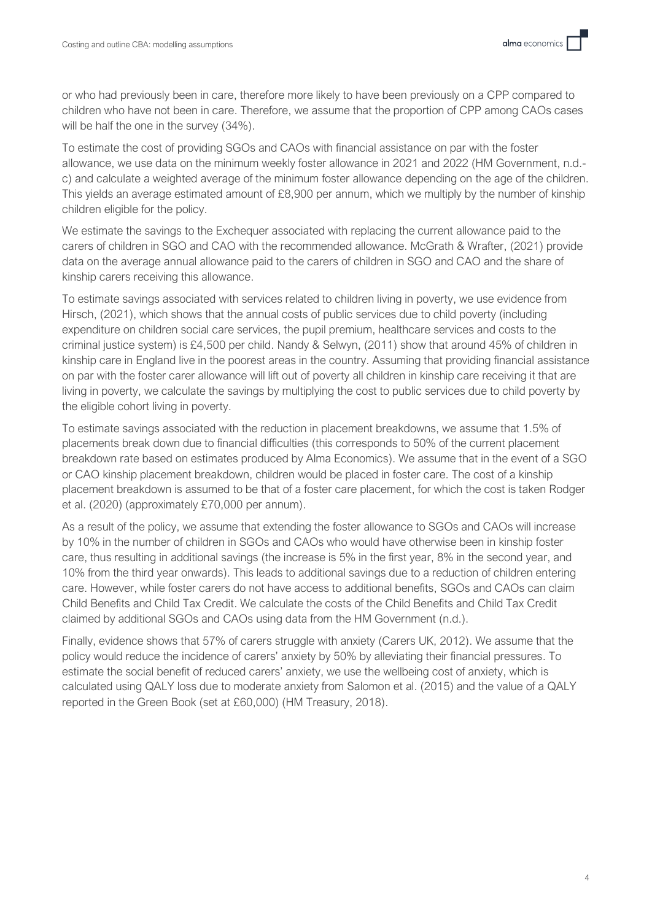or who had previously been in care, therefore more likely to have been previously on a CPP compared to children who have not been in care. Therefore, we assume that the proportion of CPP among CAOs cases will be half the one in the survey (34%).

To estimate the cost of providing SGOs and CAOs with financial assistance on par with the foster allowance, we use data on the minimum weekly foster allowance in 2021 and 2022 (HM Government, n.d.-c) and calculate a weighted average of the minimum foster allowance depending on the age of the children. This yields an average estimated amount of £8,900 per annum, which we multiply by the number of kinship children eligible for the policy.

We estimate the savings to the Exchequer associated with replacing the current allowance paid to the carers of children in SGO and CAO with the recommended allowance. McGrath & Wrafter, (2021) provide data on the average annual allowance paid to the carers of children in SGO and CAO and the share of kinship carers receiving this allowance.

To estimate savings associated with services related to children living in poverty, we use evidence from Hirsch, (2021), which shows that the annual costs of public services due to child poverty (including expenditure on children social care services, the pupil premium, healthcare services and costs to the criminal justice system) is £4,500 per child. Nandy & Selwyn, (2011) show that around 45% of children in kinship care in England live in the poorest areas in the country. Assuming that providing financial assistance on par with the foster carer allowance will lift out of poverty all children in kinship care receiving it that are living in poverty, we calculate the savings by multiplying the cost to public services due to child poverty by the eligible cohort living in poverty.

To estimate savings associated with the reduction in placement breakdowns, we assume that 1.5% of placements break down due to financial difficulties (this corresponds to 50% of the current placement breakdown rate based on estimates produced by Alma Economics). We assume that in the event of a SGO or CAO kinship placement breakdown, children would be placed in foster care. The cost of a kinship placement breakdown is assumed to be that of a foster care placement, for which the cost is taken Rodger et al. (2020) (approximately £70,000 per annum).

As a result of the policy, we assume that extending the foster allowance to SGOs and CAOs will increase by 10% in the number of children in SGOs and CAOs who would have otherwise been in kinship foster care, thus resulting in additional savings (the increase is 5% in the first year, 8% in the second year, and 10% from the third year onwards). This leads to additional savings due to a reduction of children entering care. However, while foster carers do not have access to additional benefits, SGOs and CAOs can claim Child Benefits and Child Tax Credit. We calculate the costs of the Child Benefits and Child Tax Credit claimed by additional SGOs and CAOs using data from the HM Government (n.d.).

Finally, evidence shows that 57% of carers struggle with anxiety (Carers UK, 2012). We assume that the policy would reduce the incidence of carers' anxiety by 50% by alleviating their financial pressures. To estimate the social benefit of reduced carers' anxiety, we use the wellbeing cost of anxiety, which is calculated using QALY loss due to moderate anxiety from Salomon et al. (2015) and the value of a QALY reported in the Green Book (set at £60,000) (HM Treasury, 2018).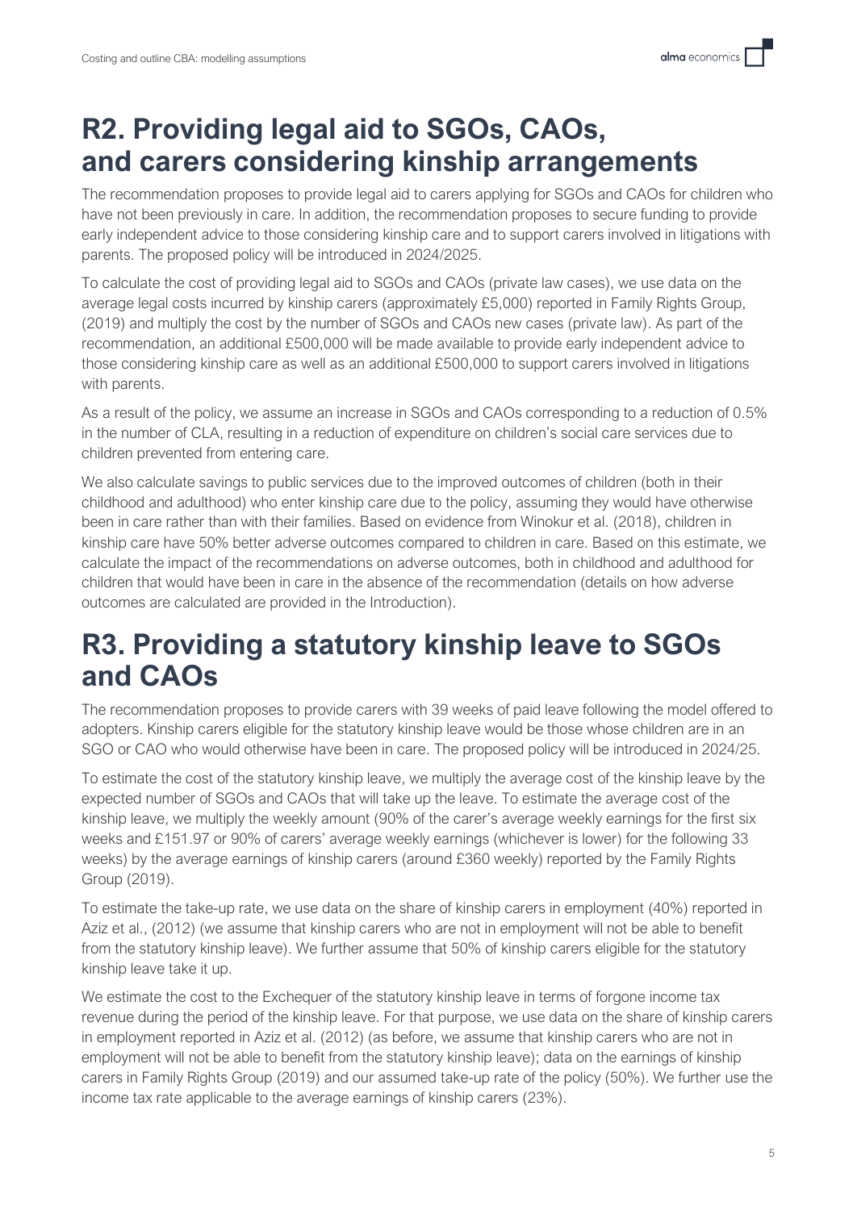# R2. Providing legal aid to SGOs, CAOs, and carers considering kinship arrangements

The recommendation proposes to provide legal aid to carers applying for SGOs and CAOs for children who have not been previously in care. In addition, the recommendation proposes to secure funding to provide early independent advice to those considering kinship care and to support carers involved in litigations with parents. The proposed policy will be introduced in 2024/2025.

To calculate the cost of providing legal aid to SGOs and CAOs (private law cases), we use data on the average legal costs incurred by kinship carers (approximately £5,000) reported in Family Rights Group, (2019) and multiply the cost by the number of SGOs and CAOs new cases (private law). As part of the recommendation, an additional £500,000 will be made available to provide early independent advice to those considering kinship care as well as an additional £500,000 to support carers involved in litigations with parents.

As a result of the policy, we assume an increase in SGOs and CAOs corresponding to a reduction of 0.5% in the number of CLA, resulting in a reduction of expenditure on children's social care services due to children prevented from entering care.

We also calculate savings to public services due to the improved outcomes of children (both in their childhood and adulthood) who enter kinship care due to the policy, assuming they would have otherwise been in care rather than with their families. Based on evidence from Winokur et al. (2018), children in kinship care have 50% better adverse outcomes compared to children in care. Based on this estimate, we calculate the impact of the recommendations on adverse outcomes, both in childhood and adulthood for children that would have been in care in the absence of the recommendation (details on how adverse outcomes are calculated are provided in the Introduction).

# R3. Providing a statutory kinship leave to SGOs and CAOs

The recommendation proposes to provide carers with 39 weeks of paid leave following the model offered to adopters. Kinship carers eligible for the statutory kinship leave would be those whose children are in an SGO or CAO who would otherwise have been in care. The proposed policy will be introduced in 2024/25.

To estimate the cost of the statutory kinship leave, we multiply the average cost of the kinship leave by the expected number of SGOs and CAOs that will take up the leave. To estimate the average cost of the kinship leave, we multiply the weekly amount (90% of the carer's average weekly earnings for the first six weeks and £151.97 or 90% of carers' average weekly earnings (whichever is lower) for the following 33 weeks) by the average earnings of kinship carers (around £360 weekly) reported by the Family Rights Group (2019).

To estimate the take-up rate, we use data on the share of kinship carers in employment (40%) reported in Aziz et al., (2012) (we assume that kinship carers who are not in employment will not be able to benefit from the statutory kinship leave). We further assume that 50% of kinship carers eligible for the statutory kinship leave take it up.

We estimate the cost to the Exchequer of the statutory kinship leave in terms of forgone income tax revenue during the period of the kinship leave. For that purpose, we use data on the share of kinship carers in employment reported in Aziz et al. (2012) (as before, we assume that kinship carers who are not in employment will not be able to benefit from the statutory kinship leave); data on the earnings of kinship carers in Family Rights Group (2019) and our assumed take-up rate of the policy (50%). We further use the income tax rate applicable to the average earnings of kinship carers (23%).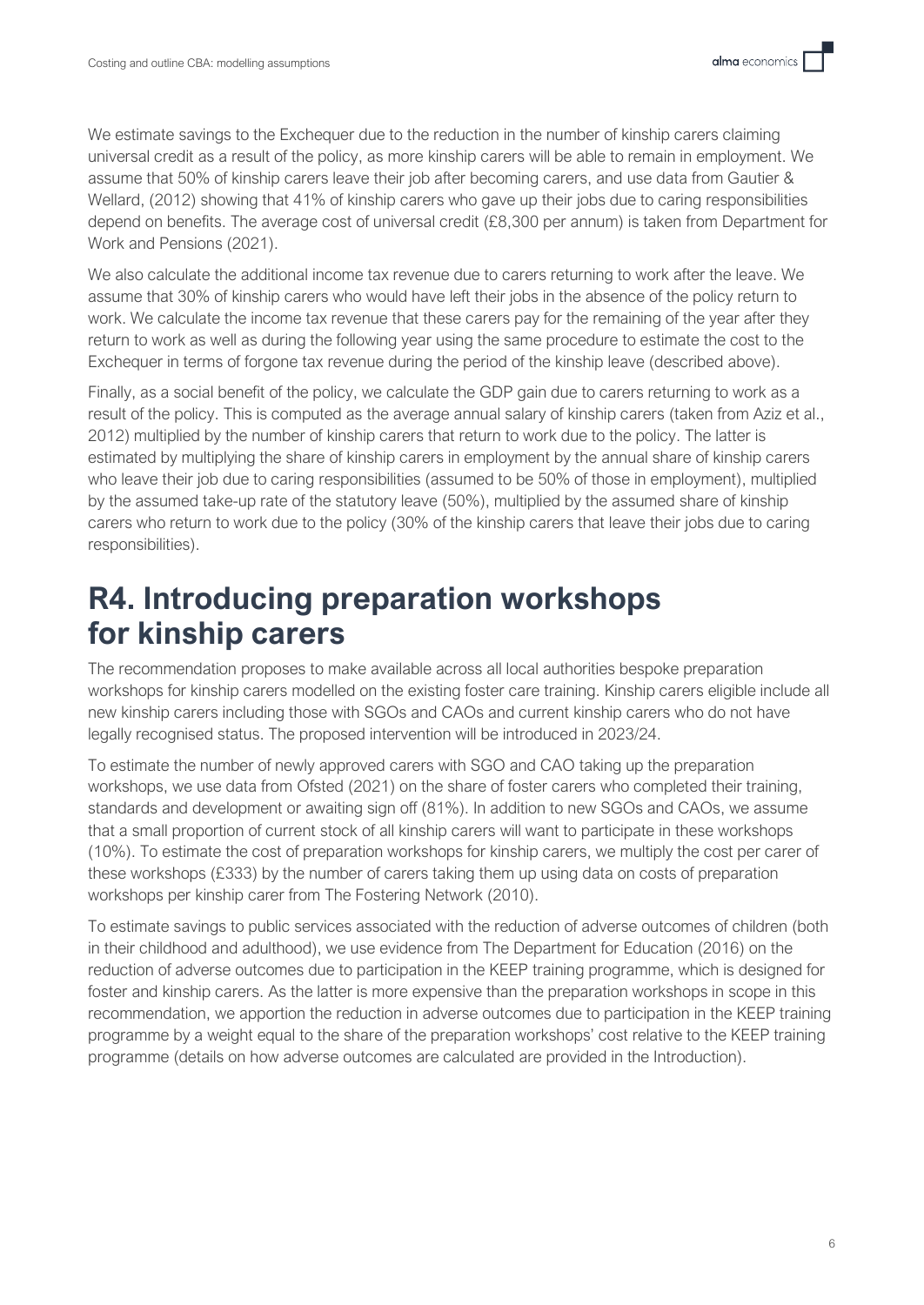We estimate savings to the Exchequer due to the reduction in the number of kinship carers claiming universal credit as a result of the policy, as more kinship carers will be able to remain in employment. We assume that 50% of kinship carers leave their job after becoming carers, and use data from Gautier & Wellard, (2012) showing that 41% of kinship carers who gave up their jobs due to caring responsibilities depend on benefits. The average cost of universal credit (£8,300 per annum) is taken from Department for Work and Pensions (2021).

We also calculate the additional income tax revenue due to carers returning to work after the leave. We assume that 30% of kinship carers who would have left their jobs in the absence of the policy return to work. We calculate the income tax revenue that these carers pay for the remaining of the year after they return to work as well as during the following year using the same procedure to estimate the cost to the Exchequer in terms of forgone tax revenue during the period of the kinship leave (described above).

Finally, as a social benefit of the policy, we calculate the GDP gain due to carers returning to work as a result of the policy. This is computed as the average annual salary of kinship carers (taken from Aziz et al., 2012) multiplied by the number of kinship carers that return to work due to the policy. The latter is estimated by multiplying the share of kinship carers in employment by the annual share of kinship carers who leave their job due to caring responsibilities (assumed to be 50% of those in employment), multiplied by the assumed take-up rate of the statutory leave (50%), multiplied by the assumed share of kinship carers who return to work due to the policy (30% of the kinship carers that leave their jobs due to caring responsibilities).

# R4. Introducing preparation workshops for kinship carers

The recommendation proposes to make available across all local authorities bespoke preparation workshops for kinship carers modelled on the existing foster care training. Kinship carers eligible include all new kinship carers including those with SGOs and CAOs and current kinship carers who do not have legally recognised status. The proposed intervention will be introduced in 2023/24.

To estimate the number of newly approved carers with SGO and CAO taking up the preparation workshops, we use data from Ofsted (2021) on the share of foster carers who completed their training, standards and development or awaiting sign off (81%). In addition to new SGOs and CAOs, we assume that a small proportion of current stock of all kinship carers will want to participate in these workshops (10%). To estimate the cost of preparation workshops for kinship carers, we multiply the cost per carer of these workshops (£333) by the number of carers taking them up using data on costs of preparation workshops per kinship carer from The Fostering Network (2010).

To estimate savings to public services associated with the reduction of adverse outcomes of children (both in their childhood and adulthood), we use evidence from The Department for Education (2016) on the reduction of adverse outcomes due to participation in the KEEP training programme, which is designed for foster and kinship carers. As the latter is more expensive than the preparation workshops in scope in this recommendation, we apportion the reduction in adverse outcomes due to participation in the KEEP training programme by a weight equal to the share of the preparation workshops' cost relative to the KEEP training programme (details on how adverse outcomes are calculated are provided in the Introduction).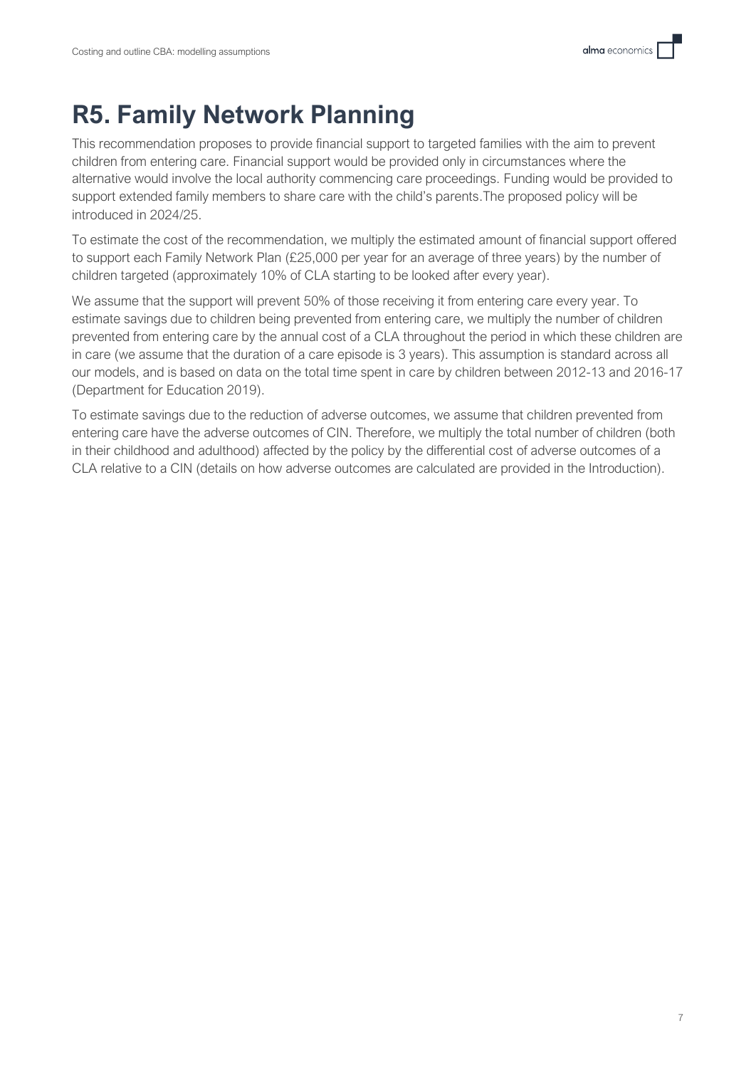# R5. Family Network Planning

This recommendation proposes to provide financial support to targeted families with the aim to prevent children from entering care. Financial support would be provided only in circumstances where the alternative would involve the local authority commencing care proceedings. Funding would be provided to support extended family members to share care with the child's parents.The proposed policy will be introduced in 2024/25.

To estimate the cost of the recommendation, we multiply the estimated amount of financial support offered to support each Family Network Plan (£25,000 per year for an average of three years) by the number of children targeted (approximately 10% of CLA starting to be looked after every year).

We assume that the support will prevent 50% of those receiving it from entering care every year. To estimate savings due to children being prevented from entering care, we multiply the number of children prevented from entering care by the annual cost of a CLA throughout the period in which these children are in care (we assume that the duration of a care episode is 3 years). This assumption is standard across all our models, and is based on data on the total time spent in care by children between 2012-13 and 2016-17 (Department for Education 2019).

To estimate savings due to the reduction of adverse outcomes, we assume that children prevented from entering care have the adverse outcomes of CIN. Therefore, we multiply the total number of children (both in their childhood and adulthood) affected by the policy by the differential cost of adverse outcomes of a CLA relative to a CIN (details on how adverse outcomes are calculated are provided in the Introduction).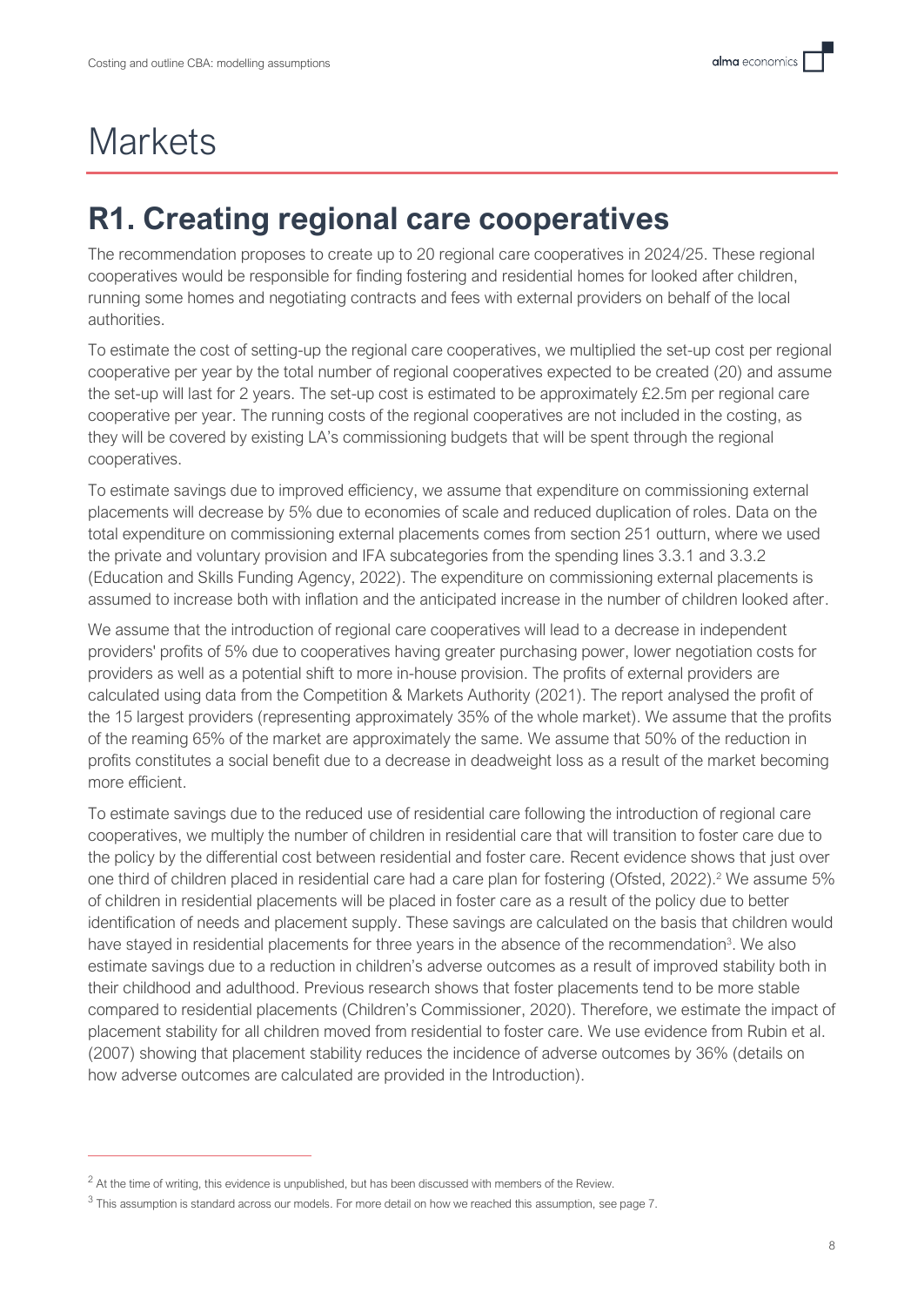# Markets

## R1. Creating regional care cooperatives

The recommendation proposes to create up to 20 regional care cooperatives in 2024/25. These regional cooperatives would be responsible for finding fostering and residential homes for looked after children, running some homes and negotiating contracts and fees with external providers on behalf of the local authorities.

To estimate the cost of setting-up the regional care cooperatives, we multiplied the set-up cost per regional cooperative per year by the total number of regional cooperatives expected to be created (20) and assume the set-up will last for 2 years. The set-up cost is estimated to be approximately £2.5m per regional care cooperative per year. The running costs of the regional cooperatives are not included in the costing, as they will be covered by existing LA's commissioning budgets that will be spent through the regional cooperatives.

To estimate savings due to improved efficiency, we assume that expenditure on commissioning external placements will decrease by 5% due to economies of scale and reduced duplication of roles. Data on the total expenditure on commissioning external placements comes from section 251 outturn, where we used the private and voluntary provision and IFA subcategories from the spending lines 3.3.1 and 3.3.2 (Education and Skills Funding Agency, 2022). The expenditure on commissioning external placements is assumed to increase both with inflation and the anticipated increase in the number of children looked after.

We assume that the introduction of regional care cooperatives will lead to a decrease in independent providers' profits of 5% due to cooperatives having greater purchasing power, lower negotiation costs for providers as well as a potential shift to more in-house provision. The profits of external providers are calculated using data from the Competition & Markets Authority (2021). The report analysed the profit of the 15 largest providers (representing approximately 35% of the whole market). We assume that the profits of the reaming 65% of the market are approximately the same. We assume that 50% of the reduction in profits constitutes a social benefit due to a decrease in deadweight loss as a result of the market becoming more efficient.

To estimate savings due to the reduced use of residential care following the introduction of regional care cooperatives, we multiply the number of children in residential care that will transition to foster care due to the policy by the differential cost between residential and foster care. Recent evidence shows that just over one third of children placed in residential care had a care plan for fostering (Ofsted, 2022).[2] We assume 5% of children in residential placements will be placed in foster care as a result of the policy due to better identification of needs and placement supply. These savings are calculated on the basis that children would have stayed in residential placements for three years in the absence of the recommendation[3]. We also estimate savings due to a reduction in children's adverse outcomes as a result of improved stability both in their childhood and adulthood. Previous research shows that foster placements tend to be more stable compared to residential placements (Children's Commissioner, 2020). Therefore, we estimate the impact of placement stability for all children moved from residential to foster care. We use evidence from Rubin et al. (2007) showing that placement stability reduces the incidence of adverse outcomes by 36% (details on how adverse outcomes are calculated are provided in the Introduction).

[2] At the time of writing, this evidence is unpublished, but has been discussed with members of the Review.

[3] This assumption is standard across our models. For more detail on how we reached this assumption, see page 7.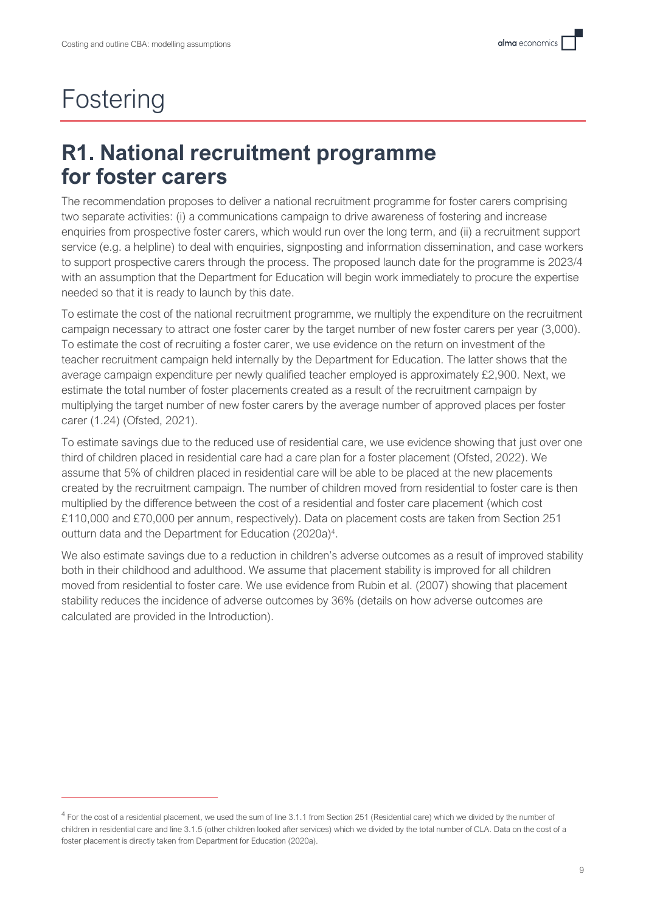# Fostering

## R1. National recruitment programme for foster carers

The recommendation proposes to deliver a national recruitment programme for foster carers comprising two separate activities: (i) a communications campaign to drive awareness of fostering and increase enquiries from prospective foster carers, which would run over the long term, and (ii) a recruitment support service (e.g. a helpline) to deal with enquiries, signposting and information dissemination, and case workers to support prospective carers through the process. The proposed launch date for the programme is 2023/4 with an assumption that the Department for Education will begin work immediately to procure the expertise needed so that it is ready to launch by this date.

To estimate the cost of the national recruitment programme, we multiply the expenditure on the recruitment campaign necessary to attract one foster carer by the target number of new foster carers per year (3,000). To estimate the cost of recruiting a foster carer, we use evidence on the return on investment of the teacher recruitment campaign held internally by the Department for Education. The latter shows that the average campaign expenditure per newly qualified teacher employed is approximately £2,900. Next, we estimate the total number of foster placements created as a result of the recruitment campaign by multiplying the target number of new foster carers by the average number of approved places per foster carer (1.24) (Ofsted, 2021).

To estimate savings due to the reduced use of residential care, we use evidence showing that just over one third of children placed in residential care had a care plan for a foster placement (Ofsted, 2022). We assume that 5% of children placed in residential care will be able to be placed at the new placements created by the recruitment campaign. The number of children moved from residential to foster care is then multiplied by the difference between the cost of a residential and foster care placement (which cost £110,000 and £70,000 per annum, respectively). Data on placement costs are taken from Section 251 outturn data and the Department for Education (2020a)[4].

We also estimate savings due to a reduction in children's adverse outcomes as a result of improved stability both in their childhood and adulthood. We assume that placement stability is improved for all children moved from residential to foster care. We use evidence from Rubin et al. (2007) showing that placement stability reduces the incidence of adverse outcomes by 36% (details on how adverse outcomes are calculated are provided in the Introduction).

[4] For the cost of a residential placement, we used the sum of line 3.1.1 from Section 251 (Residential care) which we divided by the number of children in residential care and line 3.1.5 (other children looked after services) which we divided by the total number of CLA. Data on the cost of a foster placement is directly taken from Department for Education (2020a).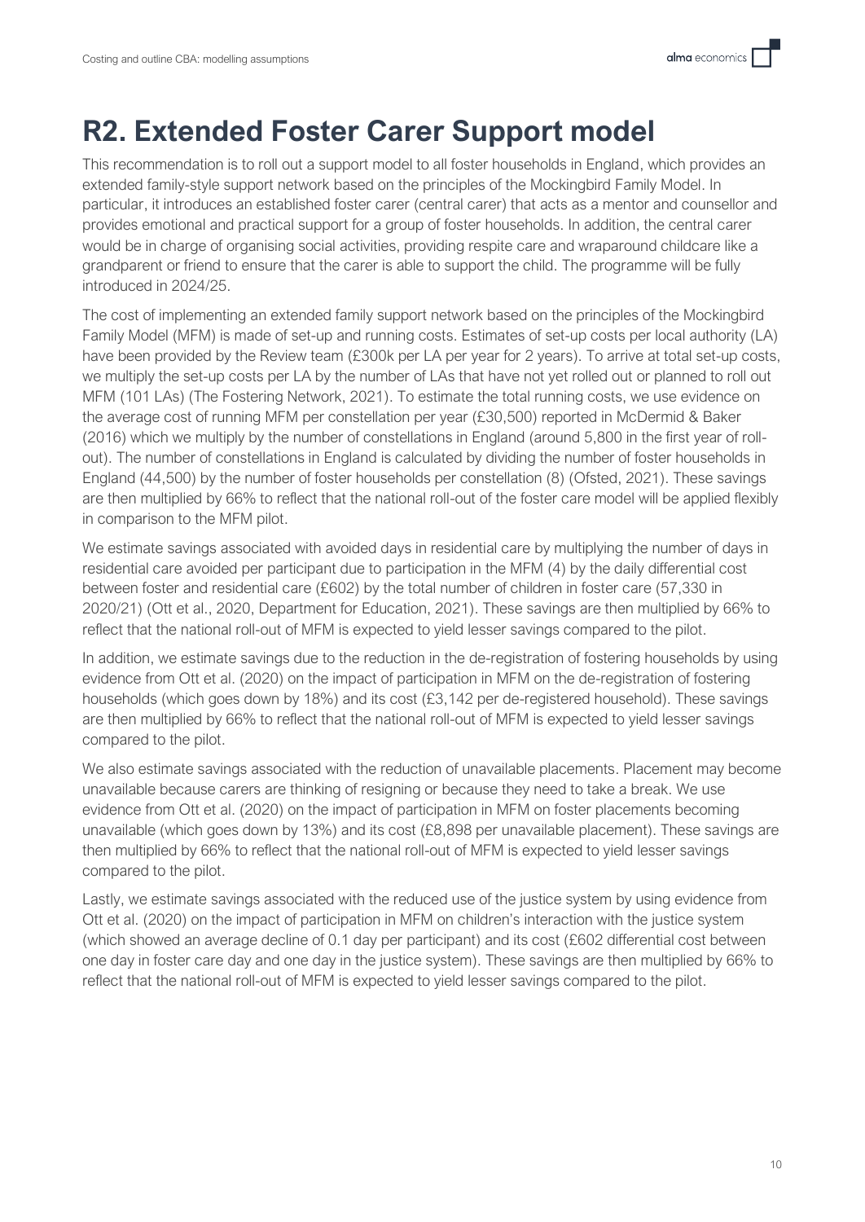# R2. Extended Foster Carer Support model

This recommendation is to roll out a support model to all foster households in England, which provides an extended family-style support network based on the principles of the Mockingbird Family Model. In particular, it introduces an established foster carer (central carer) that acts as a mentor and counsellor and provides emotional and practical support for a group of foster households. In addition, the central carer would be in charge of organising social activities, providing respite care and wraparound childcare like a grandparent or friend to ensure that the carer is able to support the child. The programme will be fully introduced in 2024/25.

The cost of implementing an extended family support network based on the principles of the Mockingbird Family Model (MFM) is made of set-up and running costs. Estimates of set-up costs per local authority (LA) have been provided by the Review team (£300k per LA per year for 2 years). To arrive at total set-up costs, we multiply the set-up costs per LA by the number of LAs that have not yet rolled out or planned to roll out MFM (101 LAs) (The Fostering Network, 2021). To estimate the total running costs, we use evidence on the average cost of running MFM per constellation per year (£30,500) reported in McDermid & Baker (2016) which we multiply by the number of constellations in England (around 5,800 in the first year of roll-out). The number of constellations in England is calculated by dividing the number of foster households in England (44,500) by the number of foster households per constellation (8) (Ofsted, 2021). These savings are then multiplied by 66% to reflect that the national roll-out of the foster care model will be applied flexibly in comparison to the MFM pilot.

We estimate savings associated with avoided days in residential care by multiplying the number of days in residential care avoided per participant due to participation in the MFM (4) by the daily differential cost between foster and residential care (£602) by the total number of children in foster care (57,330 in 2020/21) (Ott et al., 2020, Department for Education, 2021). These savings are then multiplied by 66% to reflect that the national roll-out of MFM is expected to yield lesser savings compared to the pilot.

In addition, we estimate savings due to the reduction in the de-registration of fostering households by using evidence from Ott et al. (2020) on the impact of participation in MFM on the de-registration of fostering households (which goes down by 18%) and its cost (£3,142 per de-registered household). These savings are then multiplied by 66% to reflect that the national roll-out of MFM is expected to yield lesser savings compared to the pilot.

We also estimate savings associated with the reduction of unavailable placements. Placement may become unavailable because carers are thinking of resigning or because they need to take a break. We use evidence from Ott et al. (2020) on the impact of participation in MFM on foster placements becoming unavailable (which goes down by 13%) and its cost (£8,898 per unavailable placement). These savings are then multiplied by 66% to reflect that the national roll-out of MFM is expected to yield lesser savings compared to the pilot.

Lastly, we estimate savings associated with the reduced use of the justice system by using evidence from Ott et al. (2020) on the impact of participation in MFM on children's interaction with the justice system (which showed an average decline of 0.1 day per participant) and its cost (£602 differential cost between one day in foster care day and one day in the justice system). These savings are then multiplied by 66% to reflect that the national roll-out of MFM is expected to yield lesser savings compared to the pilot.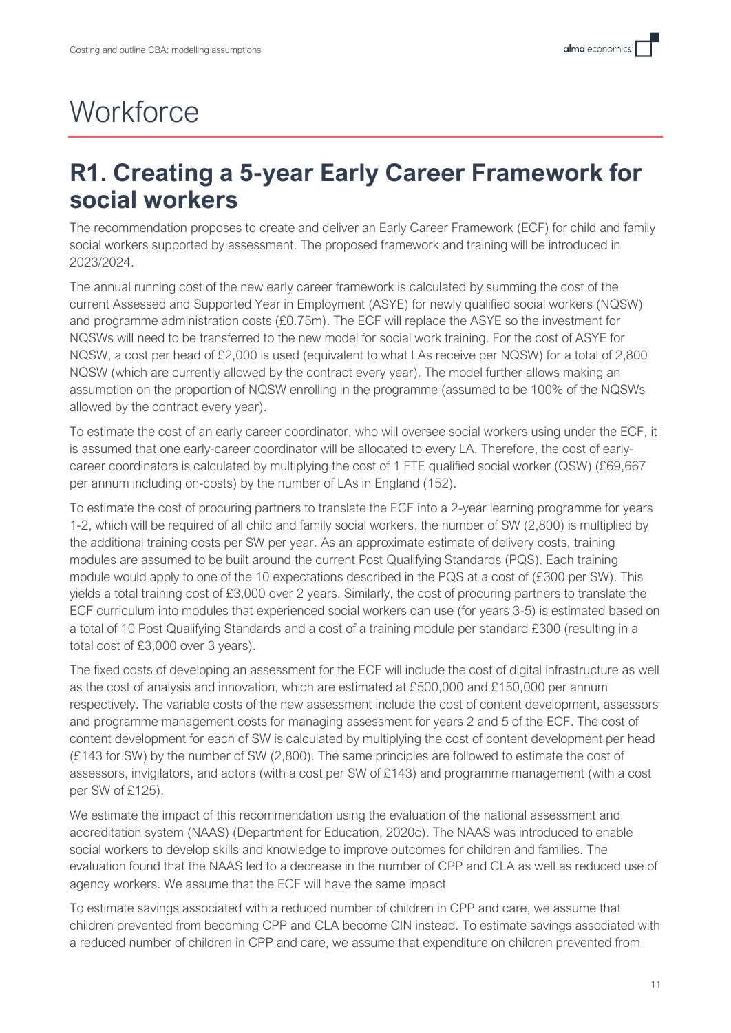# Workforce

## R1. Creating a 5-year Early Career Framework for social workers

The recommendation proposes to create and deliver an Early Career Framework (ECF) for child and family social workers supported by assessment. The proposed framework and training will be introduced in 2023/2024.

The annual running cost of the new early career framework is calculated by summing the cost of the current Assessed and Supported Year in Employment (ASYE) for newly qualified social workers (NQSW) and programme administration costs (£0.75m). The ECF will replace the ASYE so the investment for NQSWs will need to be transferred to the new model for social work training. For the cost of ASYE for NQSW, a cost per head of £2,000 is used (equivalent to what LAs receive per NQSW) for a total of 2,800 NQSW (which are currently allowed by the contract every year). The model further allows making an assumption on the proportion of NQSW enrolling in the programme (assumed to be 100% of the NQSWs allowed by the contract every year).

To estimate the cost of an early career coordinator, who will oversee social workers using under the ECF, it is assumed that one early-career coordinator will be allocated to every LA. Therefore, the cost of early-career coordinators is calculated by multiplying the cost of 1 FTE qualified social worker (QSW) (£69,667 per annum including on-costs) by the number of LAs in England (152).

To estimate the cost of procuring partners to translate the ECF into a 2-year learning programme for years 1-2, which will be required of all child and family social workers, the number of SW (2,800) is multiplied by the additional training costs per SW per year. As an approximate estimate of delivery costs, training modules are assumed to be built around the current Post Qualifying Standards (PQS). Each training module would apply to one of the 10 expectations described in the PQS at a cost of (£300 per SW). This yields a total training cost of £3,000 over 2 years. Similarly, the cost of procuring partners to translate the ECF curriculum into modules that experienced social workers can use (for years 3-5) is estimated based on a total of 10 Post Qualifying Standards and a cost of a training module per standard £300 (resulting in a total cost of £3,000 over 3 years).

The fixed costs of developing an assessment for the ECF will include the cost of digital infrastructure as well as the cost of analysis and innovation, which are estimated at £500,000 and £150,000 per annum respectively. The variable costs of the new assessment include the cost of content development, assessors and programme management costs for managing assessment for years 2 and 5 of the ECF. The cost of content development for each of SW is calculated by multiplying the cost of content development per head (£143 for SW) by the number of SW (2,800). The same principles are followed to estimate the cost of assessors, invigilators, and actors (with a cost per SW of £143) and programme management (with a cost per SW of £125).

We estimate the impact of this recommendation using the evaluation of the national assessment and accreditation system (NAAS) (Department for Education, 2020c). The NAAS was introduced to enable social workers to develop skills and knowledge to improve outcomes for children and families. The evaluation found that the NAAS led to a decrease in the number of CPP and CLA as well as reduced use of agency workers. We assume that the ECF will have the same impact

To estimate savings associated with a reduced number of children in CPP and care, we assume that children prevented from becoming CPP and CLA become CIN instead. To estimate savings associated with a reduced number of children in CPP and care, we assume that expenditure on children prevented from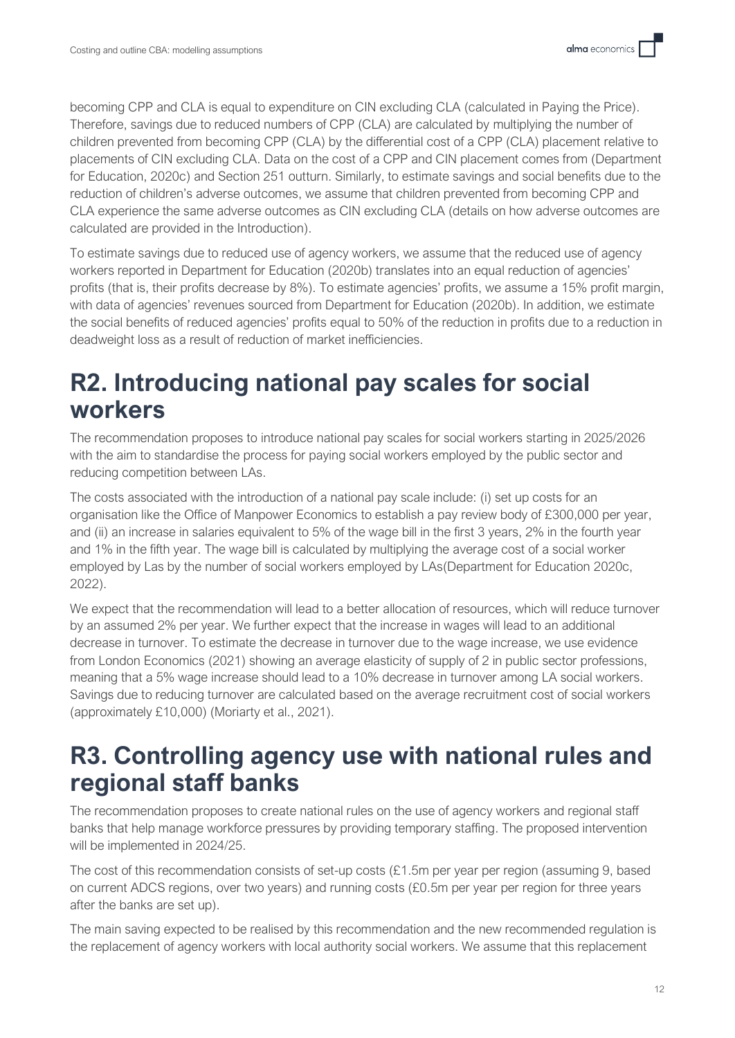becoming CPP and CLA is equal to expenditure on CIN excluding CLA (calculated in Paying the Price). Therefore, savings due to reduced numbers of CPP (CLA) are calculated by multiplying the number of children prevented from becoming CPP (CLA) by the differential cost of a CPP (CLA) placement relative to placements of CIN excluding CLA. Data on the cost of a CPP and CIN placement comes from (Department for Education, 2020c) and Section 251 outturn. Similarly, to estimate savings and social benefits due to the reduction of children's adverse outcomes, we assume that children prevented from becoming CPP and CLA experience the same adverse outcomes as CIN excluding CLA (details on how adverse outcomes are calculated are provided in the Introduction).

To estimate savings due to reduced use of agency workers, we assume that the reduced use of agency workers reported in Department for Education (2020b) translates into an equal reduction of agencies' profits (that is, their profits decrease by 8%). To estimate agencies' profits, we assume a 15% profit margin, with data of agencies' revenues sourced from Department for Education (2020b). In addition, we estimate the social benefits of reduced agencies' profits equal to 50% of the reduction in profits due to a reduction in deadweight loss as a result of reduction of market inefficiencies.

# R2. Introducing national pay scales for social workers

The recommendation proposes to introduce national pay scales for social workers starting in 2025/2026 with the aim to standardise the process for paying social workers employed by the public sector and reducing competition between LAs.

The costs associated with the introduction of a national pay scale include: (i) set up costs for an organisation like the Office of Manpower Economics to establish a pay review body of £300,000 per year, and (ii) an increase in salaries equivalent to 5% of the wage bill in the first 3 years, 2% in the fourth year and 1% in the fifth year. The wage bill is calculated by multiplying the average cost of a social worker employed by Las by the number of social workers employed by LAs(Department for Education 2020c, 2022).

We expect that the recommendation will lead to a better allocation of resources, which will reduce turnover by an assumed 2% per year. We further expect that the increase in wages will lead to an additional decrease in turnover. To estimate the decrease in turnover due to the wage increase, we use evidence from London Economics (2021) showing an average elasticity of supply of 2 in public sector professions, meaning that a 5% wage increase should lead to a 10% decrease in turnover among LA social workers. Savings due to reducing turnover are calculated based on the average recruitment cost of social workers (approximately £10,000) (Moriarty et al., 2021).

# R3. Controlling agency use with national rules and regional staff banks

The recommendation proposes to create national rules on the use of agency workers and regional staff banks that help manage workforce pressures by providing temporary staffing. The proposed intervention will be implemented in 2024/25.

The cost of this recommendation consists of set-up costs (£1.5m per year per region (assuming 9, based on current ADCS regions, over two years) and running costs (£0.5m per year per region for three years after the banks are set up).

The main saving expected to be realised by this recommendation and the new recommended regulation is the replacement of agency workers with local authority social workers. We assume that this replacement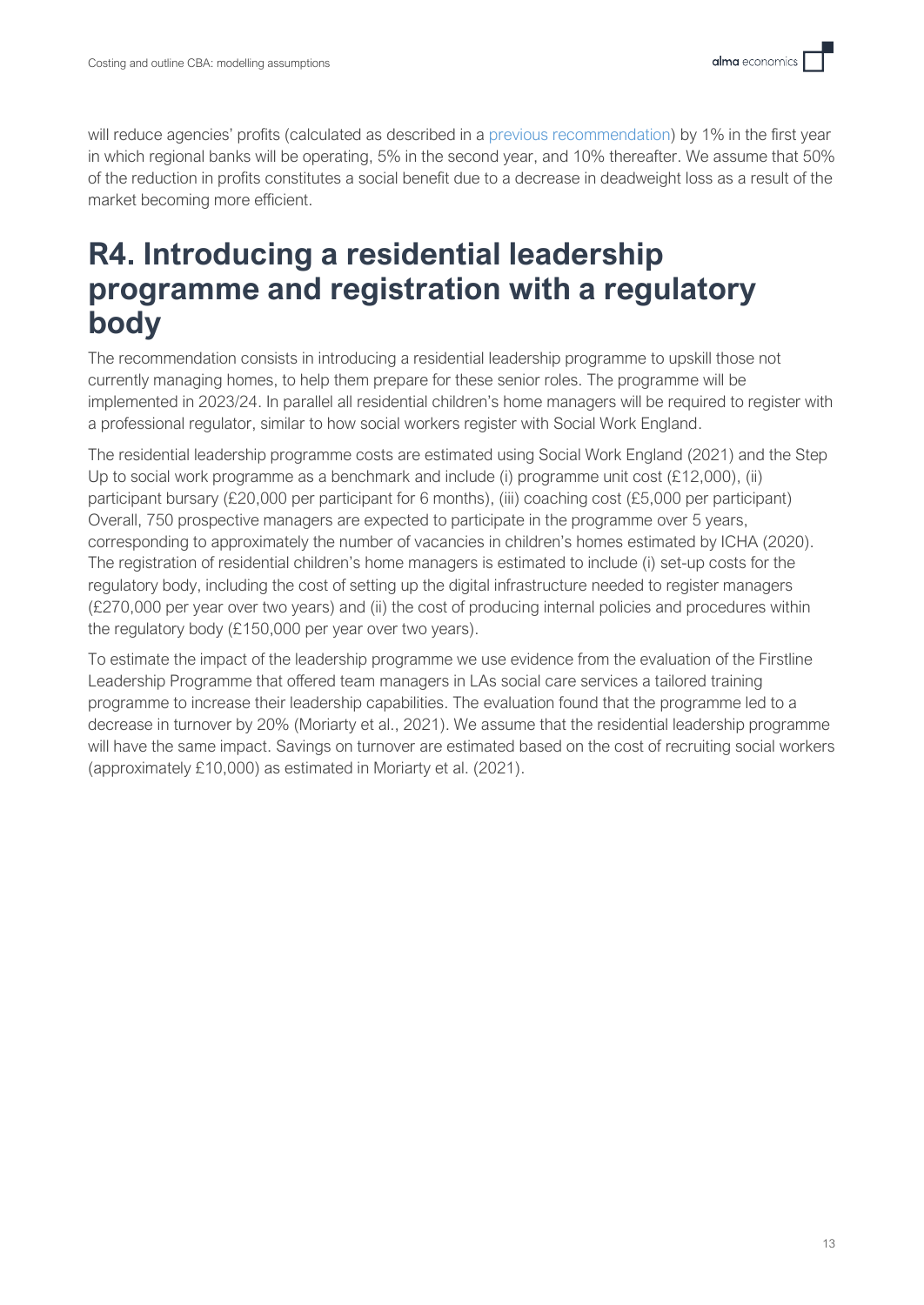will reduce agencies' profits (calculated as described in a previous recommendation) by 1% in the first year in which regional banks will be operating, 5% in the second year, and 10% thereafter. We assume that 50% of the reduction in profits constitutes a social benefit due to a decrease in deadweight loss as a result of the market becoming more efficient.

# R4. Introducing a residential leadership programme and registration with a regulatory body

The recommendation consists in introducing a residential leadership programme to upskill those not currently managing homes, to help them prepare for these senior roles. The programme will be implemented in 2023/24. In parallel all residential children's home managers will be required to register with a professional regulator, similar to how social workers register with Social Work England.

The residential leadership programme costs are estimated using Social Work England (2021) and the Step Up to social work programme as a benchmark and include (i) programme unit cost (£12,000), (ii) participant bursary (£20,000 per participant for 6 months), (iii) coaching cost (£5,000 per participant) Overall, 750 prospective managers are expected to participate in the programme over 5 years, corresponding to approximately the number of vacancies in children's homes estimated by ICHA (2020). The registration of residential children's home managers is estimated to include (i) set-up costs for the regulatory body, including the cost of setting up the digital infrastructure needed to register managers (£270,000 per year over two years) and (ii) the cost of producing internal policies and procedures within the regulatory body (£150,000 per year over two years).

To estimate the impact of the leadership programme we use evidence from the evaluation of the Firstline Leadership Programme that offered team managers in LAs social care services a tailored training programme to increase their leadership capabilities. The evaluation found that the programme led to a decrease in turnover by 20% (Moriarty et al., 2021). We assume that the residential leadership programme will have the same impact. Savings on turnover are estimated based on the cost of recruiting social workers (approximately £10,000) as estimated in Moriarty et al. (2021).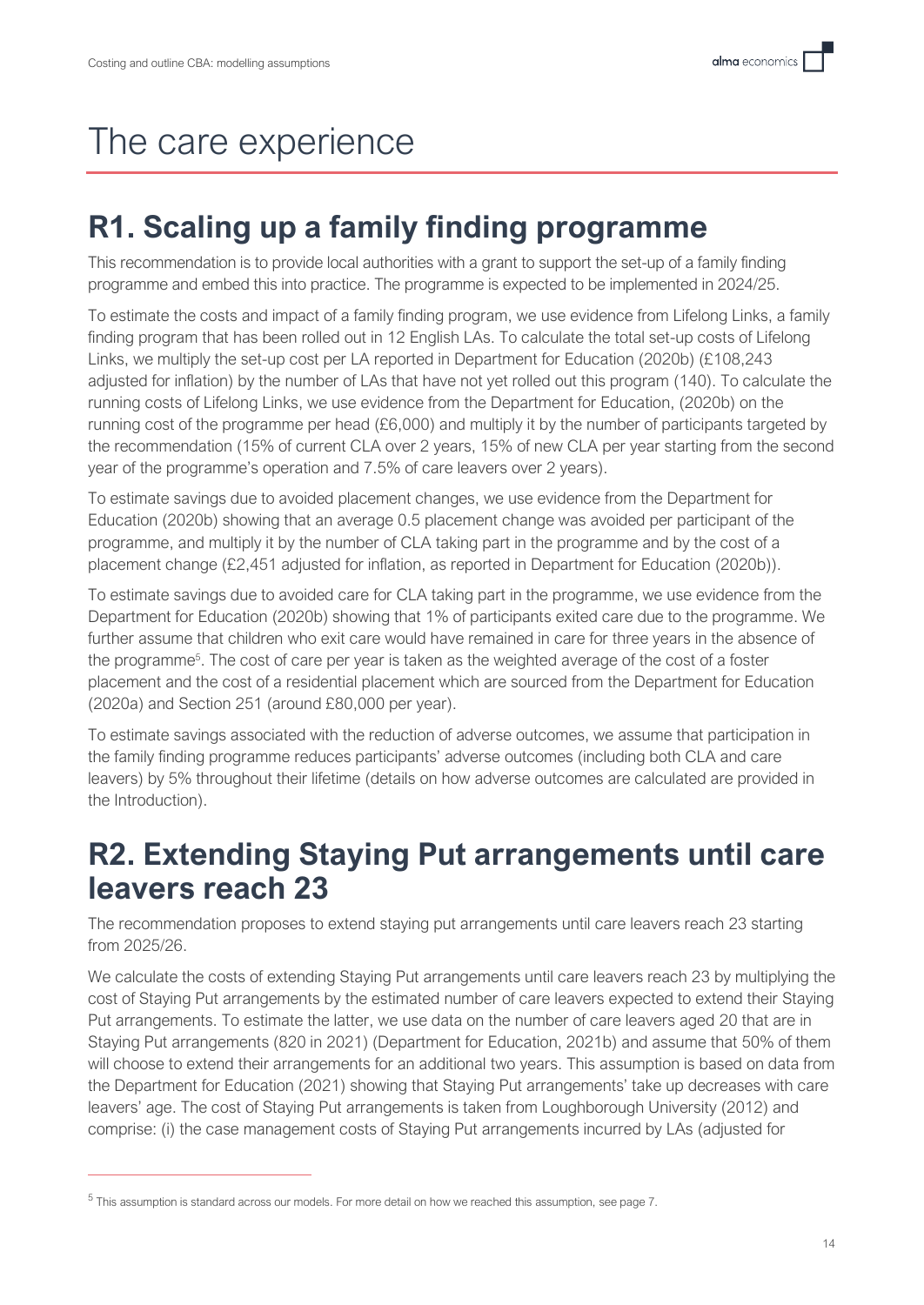# The care experience

## R1. Scaling up a family finding programme

This recommendation is to provide local authorities with a grant to support the set-up of a family finding programme and embed this into practice. The programme is expected to be implemented in 2024/25.

To estimate the costs and impact of a family finding program, we use evidence from Lifelong Links, a family finding program that has been rolled out in 12 English LAs. To calculate the total set-up costs of Lifelong Links, we multiply the set-up cost per LA reported in Department for Education (2020b) (£108,243 adjusted for inflation) by the number of LAs that have not yet rolled out this program (140). To calculate the running costs of Lifelong Links, we use evidence from the Department for Education, (2020b) on the running cost of the programme per head (£6,000) and multiply it by the number of participants targeted by the recommendation (15% of current CLA over 2 years, 15% of new CLA per year starting from the second year of the programme's operation and 7.5% of care leavers over 2 years).

To estimate savings due to avoided placement changes, we use evidence from the Department for Education (2020b) showing that an average 0.5 placement change was avoided per participant of the programme, and multiply it by the number of CLA taking part in the programme and by the cost of a placement change (£2,451 adjusted for inflation, as reported in Department for Education (2020b)).

To estimate savings due to avoided care for CLA taking part in the programme, we use evidence from the Department for Education (2020b) showing that 1% of participants exited care due to the programme. We further assume that children who exit care would have remained in care for three years in the absence of the programme[5]. The cost of care per year is taken as the weighted average of the cost of a foster placement and the cost of a residential placement which are sourced from the Department for Education (2020a) and Section 251 (around £80,000 per year).

To estimate savings associated with the reduction of adverse outcomes, we assume that participation in the family finding programme reduces participants' adverse outcomes (including both CLA and care leavers) by 5% throughout their lifetime (details on how adverse outcomes are calculated are provided in the Introduction).

## R2. Extending Staying Put arrangements until care leavers reach 23

The recommendation proposes to extend staying put arrangements until care leavers reach 23 starting from 2025/26.

We calculate the costs of extending Staying Put arrangements until care leavers reach 23 by multiplying the cost of Staying Put arrangements by the estimated number of care leavers expected to extend their Staying Put arrangements. To estimate the latter, we use data on the number of care leavers aged 20 that are in Staying Put arrangements (820 in 2021) (Department for Education, 2021b) and assume that 50% of them will choose to extend their arrangements for an additional two years. This assumption is based on data from the Department for Education (2021) showing that Staying Put arrangements' take up decreases with care leavers' age. The cost of Staying Put arrangements is taken from Loughborough University (2012) and comprise: (i) the case management costs of Staying Put arrangements incurred by LAs (adjusted for

[5] This assumption is standard across our models. For more detail on how we reached this assumption, see page 7.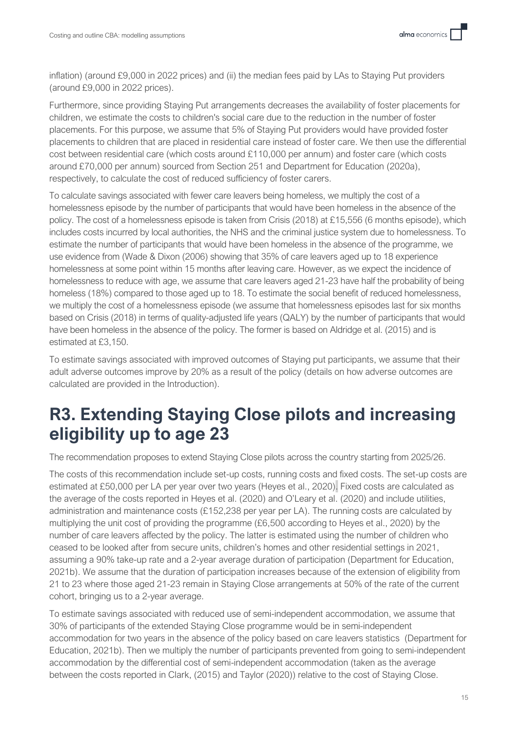inflation) (around £9,000 in 2022 prices) and (ii) the median fees paid by LAs to Staying Put providers (around £9,000 in 2022 prices).

Furthermore, since providing Staying Put arrangements decreases the availability of foster placements for children, we estimate the costs to children's social care due to the reduction in the number of foster placements. For this purpose, we assume that 5% of Staying Put providers would have provided foster placements to children that are placed in residential care instead of foster care. We then use the differential cost between residential care (which costs around £110,000 per annum) and foster care (which costs around £70,000 per annum) sourced from Section 251 and Department for Education (2020a), respectively, to calculate the cost of reduced sufficiency of foster carers.

To calculate savings associated with fewer care leavers being homeless, we multiply the cost of a homelessness episode by the number of participants that would have been homeless in the absence of the policy. The cost of a homelessness episode is taken from Crisis (2018) at £15,556 (6 months episode), which includes costs incurred by local authorities, the NHS and the criminal justice system due to homelessness. To estimate the number of participants that would have been homeless in the absence of the programme, we use evidence from (Wade & Dixon (2006) showing that 35% of care leavers aged up to 18 experience homelessness at some point within 15 months after leaving care. However, as we expect the incidence of homelessness to reduce with age, we assume that care leavers aged 21-23 have half the probability of being homeless (18%) compared to those aged up to 18. To estimate the social benefit of reduced homelessness, we multiply the cost of a homelessness episode (we assume that homelessness episodes last for six months based on Crisis (2018) in terms of quality-adjusted life years (QALY) by the number of participants that would have been homeless in the absence of the policy. The former is based on Aldridge et al. (2015) and is estimated at £3,150.

To estimate savings associated with improved outcomes of Staying put participants, we assume that their adult adverse outcomes improve by 20% as a result of the policy (details on how adverse outcomes are calculated are provided in the Introduction).

# R3. Extending Staying Close pilots and increasing eligibility up to age 23

The recommendation proposes to extend Staying Close pilots across the country starting from 2025/26.

The costs of this recommendation include set-up costs, running costs and fixed costs. The set-up costs are estimated at £50,000 per LA per year over two years (Heyes et al., 2020). Fixed costs are calculated as the average of the costs reported in Heyes et al. (2020) and O'Leary et al. (2020) and include utilities, administration and maintenance costs (£152,238 per year per LA). The running costs are calculated by multiplying the unit cost of providing the programme (£6,500 according to Heyes et al., 2020) by the number of care leavers affected by the policy. The latter is estimated using the number of children who ceased to be looked after from secure units, children's homes and other residential settings in 2021, assuming a 90% take-up rate and a 2-year average duration of participation (Department for Education, 2021b). We assume that the duration of participation increases because of the extension of eligibility from 21 to 23 where those aged 21-23 remain in Staying Close arrangements at 50% of the rate of the current cohort, bringing us to a 2-year average.

To estimate savings associated with reduced use of semi-independent accommodation, we assume that 30% of participants of the extended Staying Close programme would be in semi-independent accommodation for two years in the absence of the policy based on care leavers statistics (Department for Education, 2021b). Then we multiply the number of participants prevented from going to semi-independent accommodation by the differential cost of semi-independent accommodation (taken as the average between the costs reported in Clark, (2015) and Taylor (2020)) relative to the cost of Staying Close.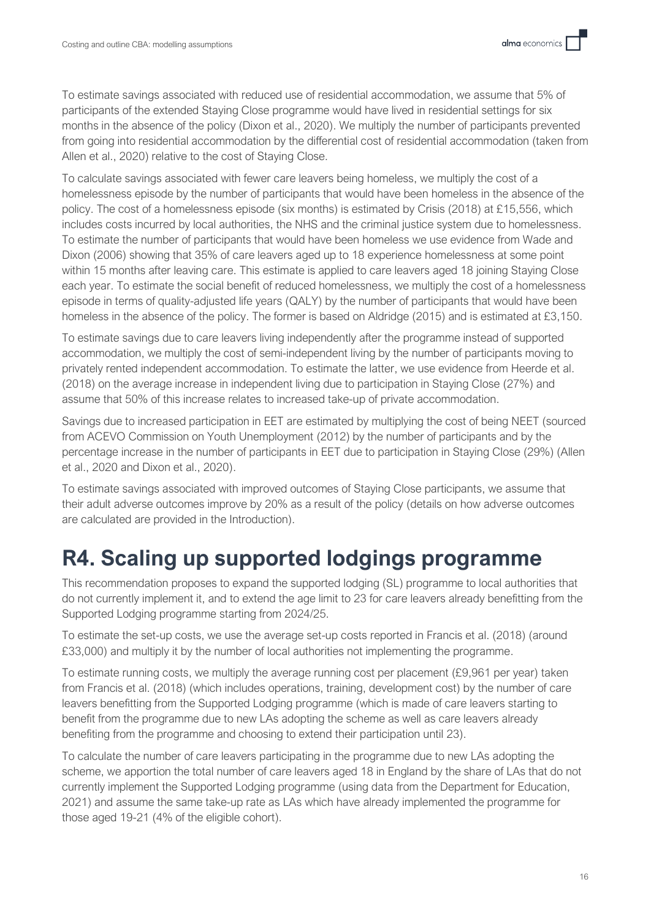To estimate savings associated with reduced use of residential accommodation, we assume that 5% of participants of the extended Staying Close programme would have lived in residential settings for six months in the absence of the policy (Dixon et al., 2020). We multiply the number of participants prevented from going into residential accommodation by the differential cost of residential accommodation (taken from Allen et al., 2020) relative to the cost of Staying Close.

To calculate savings associated with fewer care leavers being homeless, we multiply the cost of a homelessness episode by the number of participants that would have been homeless in the absence of the policy. The cost of a homelessness episode (six months) is estimated by Crisis (2018) at £15,556, which includes costs incurred by local authorities, the NHS and the criminal justice system due to homelessness. To estimate the number of participants that would have been homeless we use evidence from Wade and Dixon (2006) showing that 35% of care leavers aged up to 18 experience homelessness at some point within 15 months after leaving care. This estimate is applied to care leavers aged 18 joining Staying Close each year. To estimate the social benefit of reduced homelessness, we multiply the cost of a homelessness episode in terms of quality-adjusted life years (QALY) by the number of participants that would have been homeless in the absence of the policy. The former is based on Aldridge (2015) and is estimated at £3,150.

To estimate savings due to care leavers living independently after the programme instead of supported accommodation, we multiply the cost of semi-independent living by the number of participants moving to privately rented independent accommodation. To estimate the latter, we use evidence from Heerde et al. (2018) on the average increase in independent living due to participation in Staying Close (27%) and assume that 50% of this increase relates to increased take-up of private accommodation.

Savings due to increased participation in EET are estimated by multiplying the cost of being NEET (sourced from ACEVO Commission on Youth Unemployment (2012) by the number of participants and by the percentage increase in the number of participants in EET due to participation in Staying Close (29%) (Allen et al., 2020 and Dixon et al., 2020).

To estimate savings associated with improved outcomes of Staying Close participants, we assume that their adult adverse outcomes improve by 20% as a result of the policy (details on how adverse outcomes are calculated are provided in the Introduction).

# R4. Scaling up supported lodgings programme

This recommendation proposes to expand the supported lodging (SL) programme to local authorities that do not currently implement it, and to extend the age limit to 23 for care leavers already benefitting from the Supported Lodging programme starting from 2024/25.

To estimate the set-up costs, we use the average set-up costs reported in Francis et al. (2018) (around £33,000) and multiply it by the number of local authorities not implementing the programme.

To estimate running costs, we multiply the average running cost per placement (£9,961 per year) taken from Francis et al. (2018) (which includes operations, training, development cost) by the number of care leavers benefitting from the Supported Lodging programme (which is made of care leavers starting to benefit from the programme due to new LAs adopting the scheme as well as care leavers already benefiting from the programme and choosing to extend their participation until 23).

To calculate the number of care leavers participating in the programme due to new LAs adopting the scheme, we apportion the total number of care leavers aged 18 in England by the share of LAs that do not currently implement the Supported Lodging programme (using data from the Department for Education, 2021) and assume the same take-up rate as LAs which have already implemented the programme for those aged 19-21 (4% of the eligible cohort).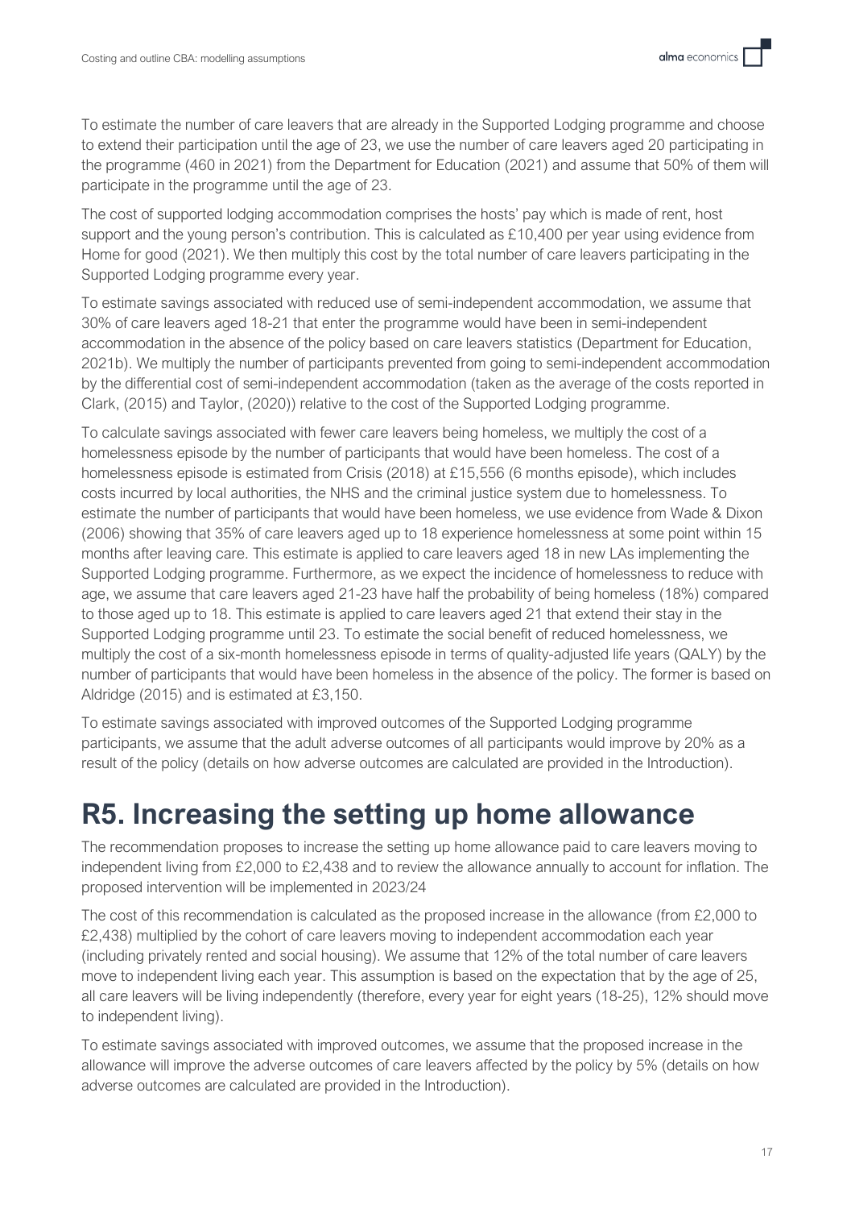To estimate the number of care leavers that are already in the Supported Lodging programme and choose to extend their participation until the age of 23, we use the number of care leavers aged 20 participating in the programme (460 in 2021) from the Department for Education (2021) and assume that 50% of them will participate in the programme until the age of 23.

The cost of supported lodging accommodation comprises the hosts' pay which is made of rent, host support and the young person's contribution. This is calculated as £10,400 per year using evidence from Home for good (2021). We then multiply this cost by the total number of care leavers participating in the Supported Lodging programme every year.

To estimate savings associated with reduced use of semi-independent accommodation, we assume that 30% of care leavers aged 18-21 that enter the programme would have been in semi-independent accommodation in the absence of the policy based on care leavers statistics (Department for Education, 2021b). We multiply the number of participants prevented from going to semi-independent accommodation by the differential cost of semi-independent accommodation (taken as the average of the costs reported in Clark, (2015) and Taylor, (2020)) relative to the cost of the Supported Lodging programme.

To calculate savings associated with fewer care leavers being homeless, we multiply the cost of a homelessness episode by the number of participants that would have been homeless. The cost of a homelessness episode is estimated from Crisis (2018) at £15,556 (6 months episode), which includes costs incurred by local authorities, the NHS and the criminal justice system due to homelessness. To estimate the number of participants that would have been homeless, we use evidence from Wade & Dixon (2006) showing that 35% of care leavers aged up to 18 experience homelessness at some point within 15 months after leaving care. This estimate is applied to care leavers aged 18 in new LAs implementing the Supported Lodging programme. Furthermore, as we expect the incidence of homelessness to reduce with age, we assume that care leavers aged 21-23 have half the probability of being homeless (18%) compared to those aged up to 18. This estimate is applied to care leavers aged 21 that extend their stay in the Supported Lodging programme until 23. To estimate the social benefit of reduced homelessness, we multiply the cost of a six-month homelessness episode in terms of quality-adjusted life years (QALY) by the number of participants that would have been homeless in the absence of the policy. The former is based on Aldridge (2015) and is estimated at £3,150.

To estimate savings associated with improved outcomes of the Supported Lodging programme participants, we assume that the adult adverse outcomes of all participants would improve by 20% as a result of the policy (details on how adverse outcomes are calculated are provided in the Introduction).

# R5. Increasing the setting up home allowance

The recommendation proposes to increase the setting up home allowance paid to care leavers moving to independent living from £2,000 to £2,438 and to review the allowance annually to account for inflation. The proposed intervention will be implemented in 2023/24

The cost of this recommendation is calculated as the proposed increase in the allowance (from £2,000 to £2,438) multiplied by the cohort of care leavers moving to independent accommodation each year (including privately rented and social housing). We assume that 12% of the total number of care leavers move to independent living each year. This assumption is based on the expectation that by the age of 25, all care leavers will be living independently (therefore, every year for eight years (18-25), 12% should move to independent living).

To estimate savings associated with improved outcomes, we assume that the proposed increase in the allowance will improve the adverse outcomes of care leavers affected by the policy by 5% (details on how adverse outcomes are calculated are provided in the Introduction).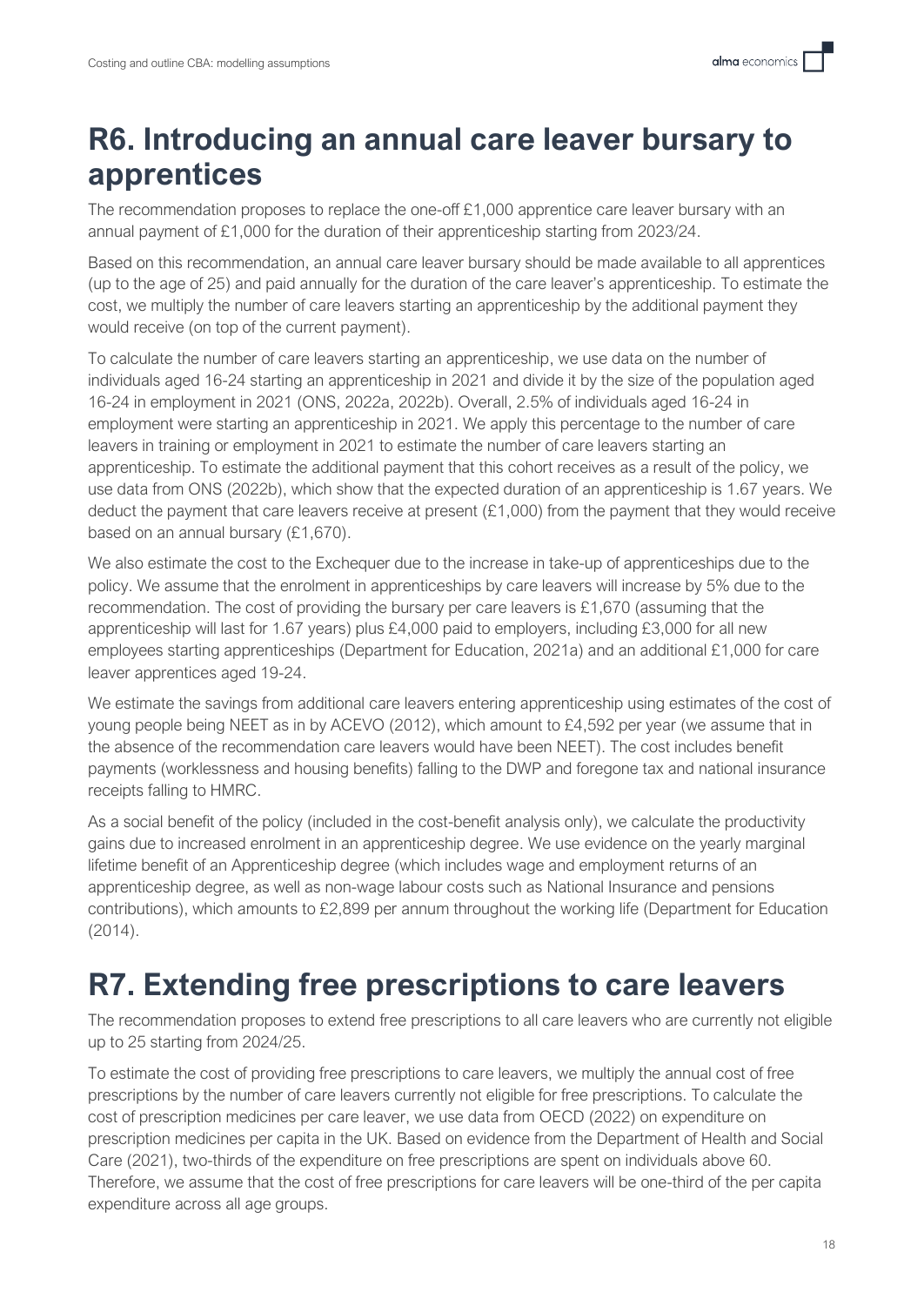# R6. Introducing an annual care leaver bursary to apprentices

The recommendation proposes to replace the one-off £1,000 apprentice care leaver bursary with an annual payment of £1,000 for the duration of their apprenticeship starting from 2023/24.

Based on this recommendation, an annual care leaver bursary should be made available to all apprentices (up to the age of 25) and paid annually for the duration of the care leaver's apprenticeship. To estimate the cost, we multiply the number of care leavers starting an apprenticeship by the additional payment they would receive (on top of the current payment).

To calculate the number of care leavers starting an apprenticeship, we use data on the number of individuals aged 16-24 starting an apprenticeship in 2021 and divide it by the size of the population aged 16-24 in employment in 2021 (ONS, 2022a, 2022b). Overall, 2.5% of individuals aged 16-24 in employment were starting an apprenticeship in 2021. We apply this percentage to the number of care leavers in training or employment in 2021 to estimate the number of care leavers starting an apprenticeship. To estimate the additional payment that this cohort receives as a result of the policy, we use data from ONS (2022b), which show that the expected duration of an apprenticeship is 1.67 years. We deduct the payment that care leavers receive at present (£1,000) from the payment that they would receive based on an annual bursary (£1,670).

We also estimate the cost to the Exchequer due to the increase in take-up of apprenticeships due to the policy. We assume that the enrolment in apprenticeships by care leavers will increase by 5% due to the recommendation. The cost of providing the bursary per care leavers is £1,670 (assuming that the apprenticeship will last for 1.67 years) plus £4,000 paid to employers, including £3,000 for all new employees starting apprenticeships (Department for Education, 2021a) and an additional £1,000 for care leaver apprentices aged 19-24.

We estimate the savings from additional care leavers entering apprenticeship using estimates of the cost of young people being NEET as in by ACEVO (2012), which amount to £4,592 per year (we assume that in the absence of the recommendation care leavers would have been NEET). The cost includes benefit payments (worklessness and housing benefits) falling to the DWP and foregone tax and national insurance receipts falling to HMRC.

As a social benefit of the policy (included in the cost-benefit analysis only), we calculate the productivity gains due to increased enrolment in an apprenticeship degree. We use evidence on the yearly marginal lifetime benefit of an Apprenticeship degree (which includes wage and employment returns of an apprenticeship degree, as well as non-wage labour costs such as National Insurance and pensions contributions), which amounts to £2,899 per annum throughout the working life (Department for Education (2014).

# R7. Extending free prescriptions to care leavers

The recommendation proposes to extend free prescriptions to all care leavers who are currently not eligible up to 25 starting from 2024/25.

To estimate the cost of providing free prescriptions to care leavers, we multiply the annual cost of free prescriptions by the number of care leavers currently not eligible for free prescriptions. To calculate the cost of prescription medicines per care leaver, we use data from OECD (2022) on expenditure on prescription medicines per capita in the UK. Based on evidence from the Department of Health and Social Care (2021), two-thirds of the expenditure on free prescriptions are spent on individuals above 60. Therefore, we assume that the cost of free prescriptions for care leavers will be one-third of the per capita expenditure across all age groups.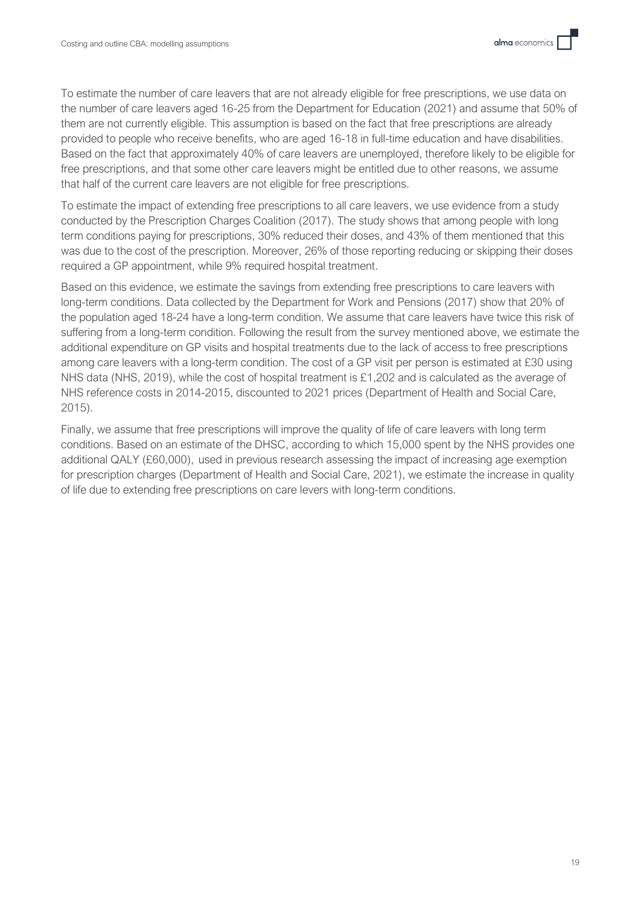To estimate the number of care leavers that are not already eligible for free prescriptions, we use data on the number of care leavers aged 16-25 from the Department for Education (2021) and assume that 50% of them are not currently eligible. This assumption is based on the fact that free prescriptions are already provided to people who receive benefits, who are aged 16-18 in full-time education and have disabilities. Based on the fact that approximately 40% of care leavers are unemployed, therefore likely to be eligible for free prescriptions, and that some other care leavers might be entitled due to other reasons, we assume that half of the current care leavers are not eligible for free prescriptions.

To estimate the impact of extending free prescriptions to all care leavers, we use evidence from a study conducted by the Prescription Charges Coalition (2017). The study shows that among people with long term conditions paying for prescriptions, 30% reduced their doses, and 43% of them mentioned that this was due to the cost of the prescription. Moreover, 26% of those reporting reducing or skipping their doses required a GP appointment, while 9% required hospital treatment.

Based on this evidence, we estimate the savings from extending free prescriptions to care leavers with long-term conditions. Data collected by the Department for Work and Pensions (2017) show that 20% of the population aged 18-24 have a long-term condition. We assume that care leavers have twice this risk of suffering from a long-term condition. Following the result from the survey mentioned above, we estimate the additional expenditure on GP visits and hospital treatments due to the lack of access to free prescriptions among care leavers with a long-term condition. The cost of a GP visit per person is estimated at £30 using NHS data (NHS, 2019), while the cost of hospital treatment is £1,202 and is calculated as the average of NHS reference costs in 2014-2015, discounted to 2021 prices (Department of Health and Social Care, 2015).

Finally, we assume that free prescriptions will improve the quality of life of care leavers with long term conditions. Based on an estimate of the DHSC, according to which 15,000 spent by the NHS provides one additional QALY (£60,000), used in previous research assessing the impact of increasing age exemption for prescription charges (Department of Health and Social Care, 2021), we estimate the increase in quality of life due to extending free prescriptions on care levers with long-term conditions.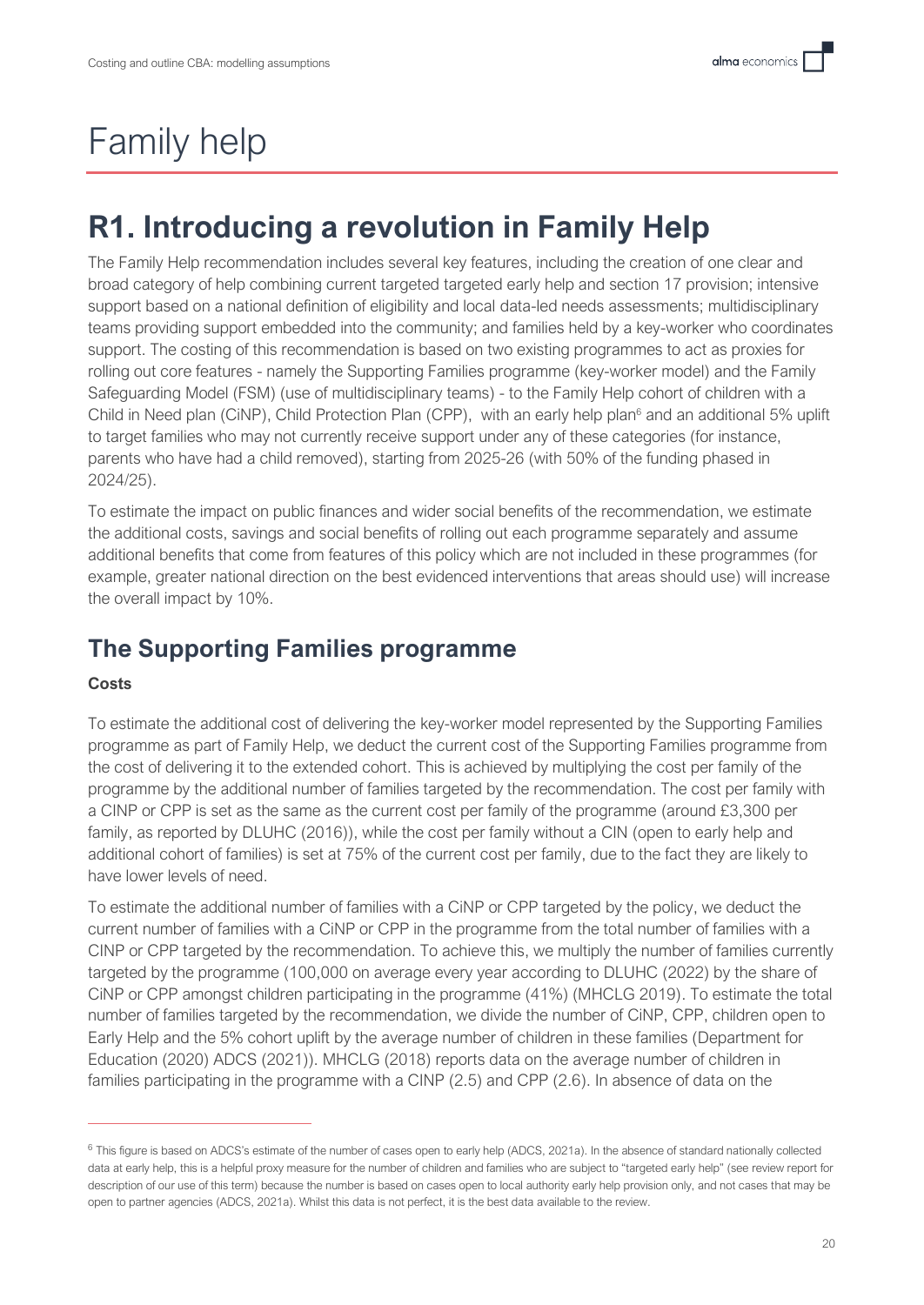# Family help

## R1. Introducing a revolution in Family Help

The Family Help recommendation includes several key features, including the creation of one clear and broad category of help combining current targeted targeted early help and section 17 provision; intensive support based on a national definition of eligibility and local data-led needs assessments; multidisciplinary teams providing support embedded into the community; and families held by a key-worker who coordinates support. The costing of this recommendation is based on two existing programmes to act as proxies for rolling out core features - namely the Supporting Families programme (key-worker model) and the Family Safeguarding Model (FSM) (use of multidisciplinary teams) - to the Family Help cohort of children with a Child in Need plan (CiNP), Child Protection Plan (CPP), with an early help plan[6] and an additional 5% uplift to target families who may not currently receive support under any of these categories (for instance, parents who have had a child removed), starting from 2025-26 (with 50% of the funding phased in 2024/25).

To estimate the impact on public finances and wider social benefits of the recommendation, we estimate the additional costs, savings and social benefits of rolling out each programme separately and assume additional benefits that come from features of this policy which are not included in these programmes (for example, greater national direction on the best evidenced interventions that areas should use) will increase the overall impact by 10%.

### The Supporting Families programme

**Costs**

To estimate the additional cost of delivering the key-worker model represented by the Supporting Families programme as part of Family Help, we deduct the current cost of the Supporting Families programme from the cost of delivering it to the extended cohort. This is achieved by multiplying the cost per family of the programme by the additional number of families targeted by the recommendation. The cost per family with a CINP or CPP is set as the same as the current cost per family of the programme (around £3,300 per family, as reported by DLUHC (2016)), while the cost per family without a CIN (open to early help and additional cohort of families) is set at 75% of the current cost per family, due to the fact they are likely to have lower levels of need.

To estimate the additional number of families with a CiNP or CPP targeted by the policy, we deduct the current number of families with a CiNP or CPP in the programme from the total number of families with a CINP or CPP targeted by the recommendation. To achieve this, we multiply the number of families currently targeted by the programme (100,000 on average every year according to DLUHC (2022) by the share of CiNP or CPP amongst children participating in the programme (41%) (MHCLG 2019). To estimate the total number of families targeted by the recommendation, we divide the number of CiNP, CPP, children open to Early Help and the 5% cohort uplift by the average number of children in these families (Department for Education (2020) ADCS (2021)). MHCLG (2018) reports data on the average number of children in families participating in the programme with a CINP (2.5) and CPP (2.6). In absence of data on the

[6] This figure is based on ADCS's estimate of the number of cases open to early help (ADCS, 2021a). In the absence of standard nationally collected data at early help, this is a helpful proxy measure for the number of children and families who are subject to "targeted early help" (see review report for description of our use of this term) because the number is based on cases open to local authority early help provision only, and not cases that may be open to partner agencies (ADCS, 2021a). Whilst this data is not perfect, it is the best data available to the review.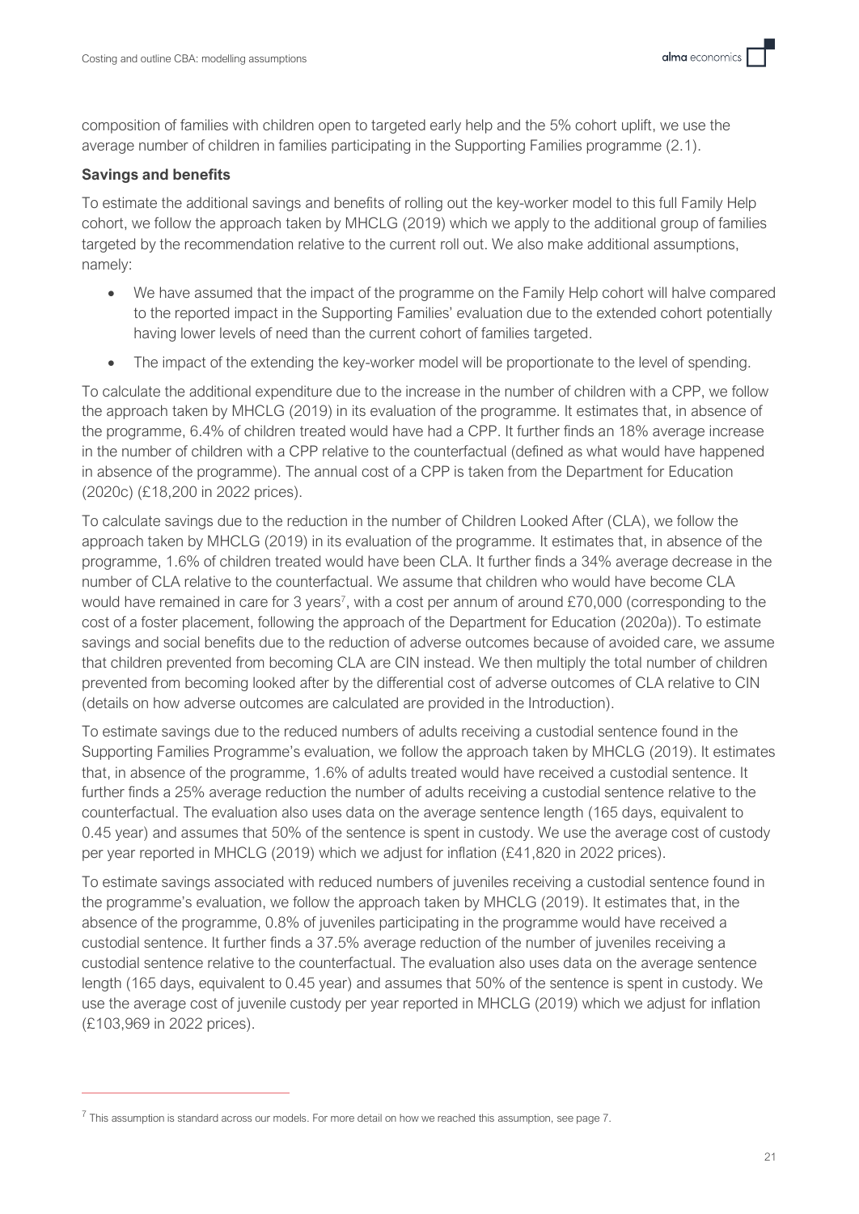composition of families with children open to targeted early help and the 5% cohort uplift, we use the average number of children in families participating in the Supporting Families programme (2.1).

**Savings and benefits**

To estimate the additional savings and benefits of rolling out the key-worker model to this full Family Help cohort, we follow the approach taken by MHCLG (2019) which we apply to the additional group of families targeted by the recommendation relative to the current roll out. We also make additional assumptions, namely:

- We have assumed that the impact of the programme on the Family Help cohort will halve compared to the reported impact in the Supporting Families' evaluation due to the extended cohort potentially having lower levels of need than the current cohort of families targeted.
- The impact of the extending the key-worker model will be proportionate to the level of spending.

To calculate the additional expenditure due to the increase in the number of children with a CPP, we follow the approach taken by MHCLG (2019) in its evaluation of the programme. It estimates that, in absence of the programme, 6.4% of children treated would have had a CPP. It further finds an 18% average increase in the number of children with a CPP relative to the counterfactual (defined as what would have happened in absence of the programme). The annual cost of a CPP is taken from the Department for Education (2020c) (£18,200 in 2022 prices).

To calculate savings due to the reduction in the number of Children Looked After (CLA), we follow the approach taken by MHCLG (2019) in its evaluation of the programme. It estimates that, in absence of the programme, 1.6% of children treated would have been CLA. It further finds a 34% average decrease in the number of CLA relative to the counterfactual. We assume that children who would have become CLA would have remained in care for 3 years[7], with a cost per annum of around £70,000 (corresponding to the cost of a foster placement, following the approach of the Department for Education (2020a)). To estimate savings and social benefits due to the reduction of adverse outcomes because of avoided care, we assume that children prevented from becoming CLA are CIN instead. We then multiply the total number of children prevented from becoming looked after by the differential cost of adverse outcomes of CLA relative to CIN (details on how adverse outcomes are calculated are provided in the Introduction).

To estimate savings due to the reduced numbers of adults receiving a custodial sentence found in the Supporting Families Programme's evaluation, we follow the approach taken by MHCLG (2019). It estimates that, in absence of the programme, 1.6% of adults treated would have received a custodial sentence. It further finds a 25% average reduction the number of adults receiving a custodial sentence relative to the counterfactual. The evaluation also uses data on the average sentence length (165 days, equivalent to 0.45 year) and assumes that 50% of the sentence is spent in custody. We use the average cost of custody per year reported in MHCLG (2019) which we adjust for inflation (£41,820 in 2022 prices).

To estimate savings associated with reduced numbers of juveniles receiving a custodial sentence found in the programme's evaluation, we follow the approach taken by MHCLG (2019). It estimates that, in the absence of the programme, 0.8% of juveniles participating in the programme would have received a custodial sentence. It further finds a 37.5% average reduction of the number of juveniles receiving a custodial sentence relative to the counterfactual. The evaluation also uses data on the average sentence length (165 days, equivalent to 0.45 year) and assumes that 50% of the sentence is spent in custody. We use the average cost of juvenile custody per year reported in MHCLG (2019) which we adjust for inflation (£103,969 in 2022 prices).

[7] This assumption is standard across our models. For more detail on how we reached this assumption, see page 7.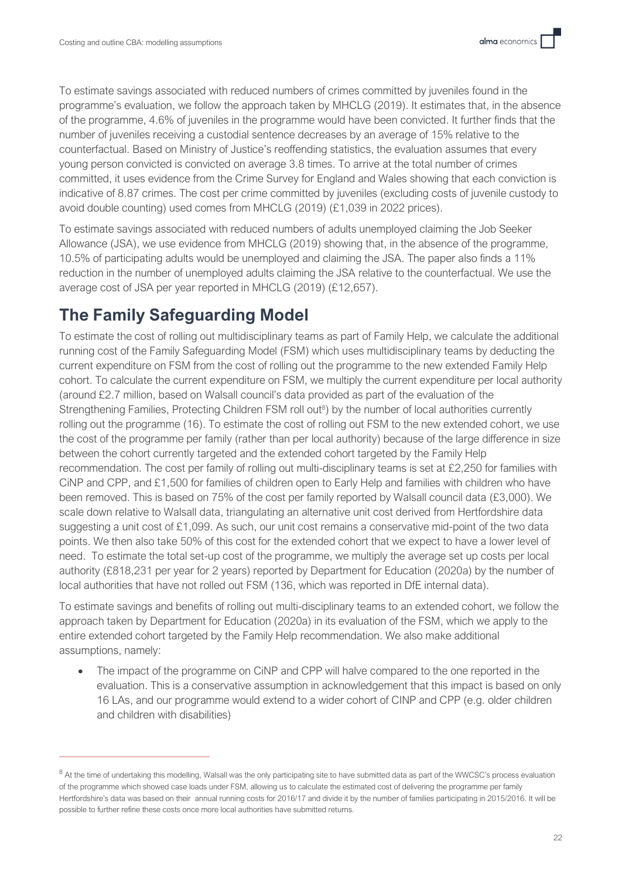To estimate savings associated with reduced numbers of crimes committed by juveniles found in the programme's evaluation, we follow the approach taken by MHCLG (2019). It estimates that, in the absence of the programme, 4.6% of juveniles in the programme would have been convicted. It further finds that the number of juveniles receiving a custodial sentence decreases by an average of 15% relative to the counterfactual. Based on Ministry of Justice's reoffending statistics, the evaluation assumes that every young person convicted is convicted on average 3.8 times. To arrive at the total number of crimes committed, it uses evidence from the Crime Survey for England and Wales showing that each conviction is indicative of 8.87 crimes. The cost per crime committed by juveniles (excluding costs of juvenile custody to avoid double counting) used comes from MHCLG (2019) (£1,039 in 2022 prices).

To estimate savings associated with reduced numbers of adults unemployed claiming the Job Seeker Allowance (JSA), we use evidence from MHCLG (2019) showing that, in the absence of the programme, 10.5% of participating adults would be unemployed and claiming the JSA. The paper also finds a 11% reduction in the number of unemployed adults claiming the JSA relative to the counterfactual. We use the average cost of JSA per year reported in MHCLG (2019) (£12,657).

## The Family Safeguarding Model

To estimate the cost of rolling out multidisciplinary teams as part of Family Help, we calculate the additional running cost of the Family Safeguarding Model (FSM) which uses multidisciplinary teams by deducting the current expenditure on FSM from the cost of rolling out the programme to the new extended Family Help cohort. To calculate the current expenditure on FSM, we multiply the current expenditure per local authority (around £2.7 million, based on Walsall council's data provided as part of the evaluation of the Strengthening Families, Protecting Children FSM roll out[8]) by the number of local authorities currently rolling out the programme (16). To estimate the cost of rolling out FSM to the new extended cohort, we use the cost of the programme per family (rather than per local authority) because of the large difference in size between the cohort currently targeted and the extended cohort targeted by the Family Help recommendation. The cost per family of rolling out multi-disciplinary teams is set at £2,250 for families with CiNP and CPP, and £1,500 for families of children open to Early Help and families with children who have been removed. This is based on 75% of the cost per family reported by Walsall council data (£3,000). We scale down relative to Walsall data, triangulating an alternative unit cost derived from Hertfordshire data suggesting a unit cost of £1,099. As such, our unit cost remains a conservative mid-point of the two data points. We then also take 50% of this cost for the extended cohort that we expect to have a lower level of need. To estimate the total set-up cost of the programme, we multiply the average set up costs per local authority (£818,231 per year for 2 years) reported by Department for Education (2020a) by the number of local authorities that have not rolled out FSM (136, which was reported in DfE internal data).

To estimate savings and benefits of rolling out multi-disciplinary teams to an extended cohort, we follow the approach taken by Department for Education (2020a) in its evaluation of the FSM, which we apply to the entire extended cohort targeted by the Family Help recommendation. We also make additional assumptions, namely:

- The impact of the programme on CiNP and CPP will halve compared to the one reported in the evaluation. This is a conservative assumption in acknowledgement that this impact is based on only 16 LAs, and our programme would extend to a wider cohort of CINP and CPP (e.g. older children and children with disabilities)

[8] At the time of undertaking this modelling, Walsall was the only participating site to have submitted data as part of the WWCSC's process evaluation of the programme which showed case loads under FSM, allowing us to calculate the estimated cost of delivering the programme per family Hertfordshire's data was based on their annual running costs for 2016/17 and divide it by the number of families participating in 2015/2016. It will be possible to further refine these costs once more local authorities have submitted returns.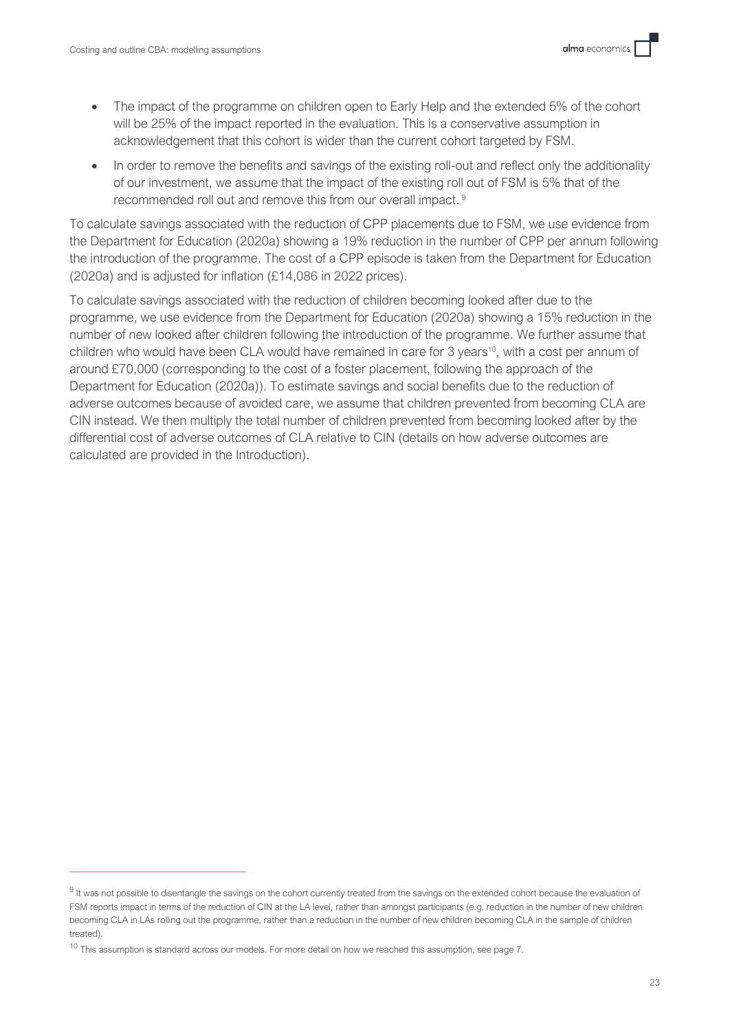- The impact of the programme on children open to Early Help and the extended 5% of the cohort will be 25% of the impact reported in the evaluation. This is a conservative assumption in acknowledgement that this cohort is wider than the current cohort targeted by FSM.
- In order to remove the benefits and savings of the existing roll-out and reflect only the additionality of our investment, we assume that the impact of the existing roll out of FSM is 5% that of the recommended roll out and remove this from our overall impact. [9]

To calculate savings associated with the reduction of CPP placements due to FSM, we use evidence from the Department for Education (2020a) showing a 19% reduction in the number of CPP per annum following the introduction of the programme. The cost of a CPP episode is taken from the Department for Education (2020a) and is adjusted for inflation (£14,086 in 2022 prices).

To calculate savings associated with the reduction of children becoming looked after due to the programme, we use evidence from the Department for Education (2020a) showing a 15% reduction in the number of new looked after children following the introduction of the programme. We further assume that children who would have been CLA would have remained in care for 3 years[10], with a cost per annum of around £70,000 (corresponding to the cost of a foster placement, following the approach of the Department for Education (2020a)). To estimate savings and social benefits due to the reduction of adverse outcomes because of avoided care, we assume that children prevented from becoming CLA are CIN instead. We then multiply the total number of children prevented from becoming looked after by the differential cost of adverse outcomes of CLA relative to CIN (details on how adverse outcomes are calculated are provided in the Introduction).

---

[9] It was not possible to disentangle the savings on the cohort currently treated from the savings on the extended cohort because the evaluation of FSM reports impact in terms of the reduction of CIN at the LA level, rather than amongst participants (e.g. reduction in the number of new children becoming CLA in LAs rolling out the programme, rather than a reduction in the number of new children becoming CLA in the sample of children treated).

[10] This assumption is standard across our models. For more detail on how we reached this assumption, see page 7.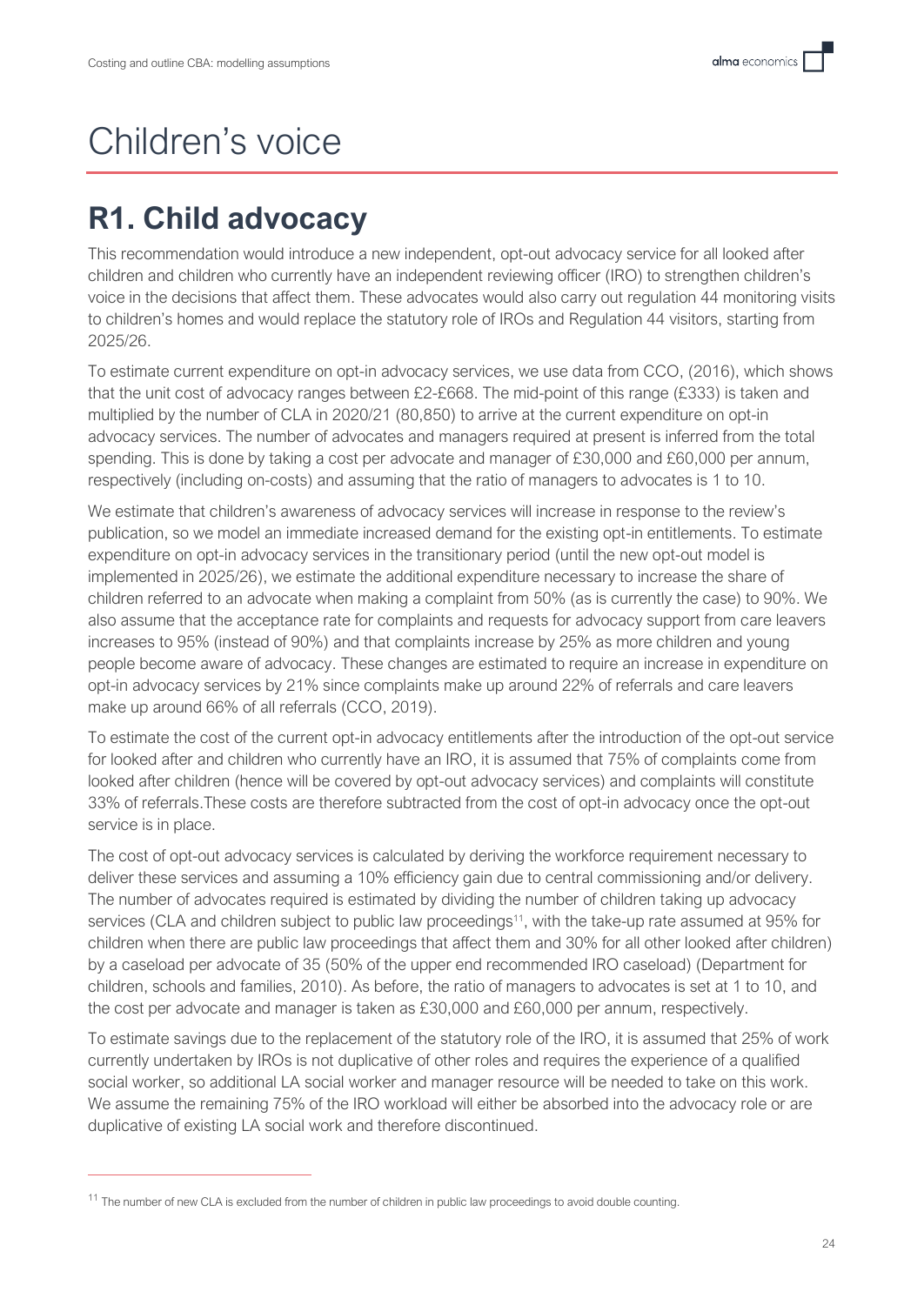# Children's voice

## R1. Child advocacy

This recommendation would introduce a new independent, opt-out advocacy service for all looked after children and children who currently have an independent reviewing officer (IRO) to strengthen children's voice in the decisions that affect them. These advocates would also carry out regulation 44 monitoring visits to children's homes and would replace the statutory role of IROs and Regulation 44 visitors, starting from 2025/26.

To estimate current expenditure on opt-in advocacy services, we use data from CCO, (2016), which shows that the unit cost of advocacy ranges between £2-£668. The mid-point of this range (£333) is taken and multiplied by the number of CLA in 2020/21 (80,850) to arrive at the current expenditure on opt-in advocacy services. The number of advocates and managers required at present is inferred from the total spending. This is done by taking a cost per advocate and manager of £30,000 and £60,000 per annum, respectively (including on-costs) and assuming that the ratio of managers to advocates is 1 to 10.

We estimate that children's awareness of advocacy services will increase in response to the review's publication, so we model an immediate increased demand for the existing opt-in entitlements. To estimate expenditure on opt-in advocacy services in the transitionary period (until the new opt-out model is implemented in 2025/26), we estimate the additional expenditure necessary to increase the share of children referred to an advocate when making a complaint from 50% (as is currently the case) to 90%. We also assume that the acceptance rate for complaints and requests for advocacy support from care leavers increases to 95% (instead of 90%) and that complaints increase by 25% as more children and young people become aware of advocacy. These changes are estimated to require an increase in expenditure on opt-in advocacy services by 21% since complaints make up around 22% of referrals and care leavers make up around 66% of all referrals (CCO, 2019).

To estimate the cost of the current opt-in advocacy entitlements after the introduction of the opt-out service for looked after and children who currently have an IRO, it is assumed that 75% of complaints come from looked after children (hence will be covered by opt-out advocacy services) and complaints will constitute 33% of referrals.These costs are therefore subtracted from the cost of opt-in advocacy once the opt-out service is in place.

The cost of opt-out advocacy services is calculated by deriving the workforce requirement necessary to deliver these services and assuming a 10% efficiency gain due to central commissioning and/or delivery. The number of advocates required is estimated by dividing the number of children taking up advocacy services (CLA and children subject to public law proceedings[11], with the take-up rate assumed at 95% for children when there are public law proceedings that affect them and 30% for all other looked after children) by a caseload per advocate of 35 (50% of the upper end recommended IRO caseload) (Department for children, schools and families, 2010). As before, the ratio of managers to advocates is set at 1 to 10, and the cost per advocate and manager is taken as £30,000 and £60,000 per annum, respectively.

To estimate savings due to the replacement of the statutory role of the IRO, it is assumed that 25% of work currently undertaken by IROs is not duplicative of other roles and requires the experience of a qualified social worker, so additional LA social worker and manager resource will be needed to take on this work. We assume the remaining 75% of the IRO workload will either be absorbed into the advocacy role or are duplicative of existing LA social work and therefore discontinued.

[11] The number of new CLA is excluded from the number of children in public law proceedings to avoid double counting.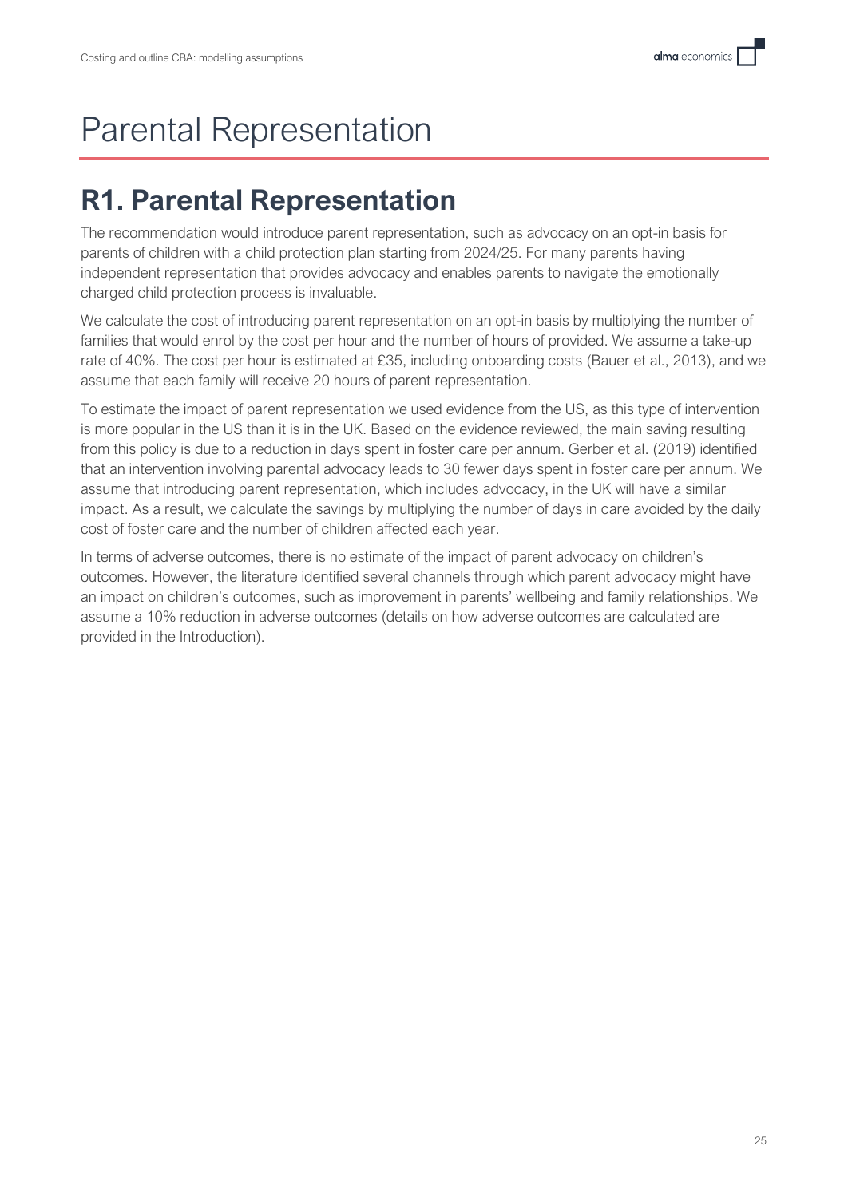# Parental Representation

## R1. Parental Representation

The recommendation would introduce parent representation, such as advocacy on an opt-in basis for parents of children with a child protection plan starting from 2024/25. For many parents having independent representation that provides advocacy and enables parents to navigate the emotionally charged child protection process is invaluable.

We calculate the cost of introducing parent representation on an opt-in basis by multiplying the number of families that would enrol by the cost per hour and the number of hours of provided. We assume a take-up rate of 40%. The cost per hour is estimated at £35, including onboarding costs (Bauer et al., 2013), and we assume that each family will receive 20 hours of parent representation.

To estimate the impact of parent representation we used evidence from the US, as this type of intervention is more popular in the US than it is in the UK. Based on the evidence reviewed, the main saving resulting from this policy is due to a reduction in days spent in foster care per annum. Gerber et al. (2019) identified that an intervention involving parental advocacy leads to 30 fewer days spent in foster care per annum. We assume that introducing parent representation, which includes advocacy, in the UK will have a similar impact. As a result, we calculate the savings by multiplying the number of days in care avoided by the daily cost of foster care and the number of children affected each year.

In terms of adverse outcomes, there is no estimate of the impact of parent advocacy on children's outcomes. However, the literature identified several channels through which parent advocacy might have an impact on children's outcomes, such as improvement in parents' wellbeing and family relationships. We assume a 10% reduction in adverse outcomes (details on how adverse outcomes are calculated are provided in the Introduction).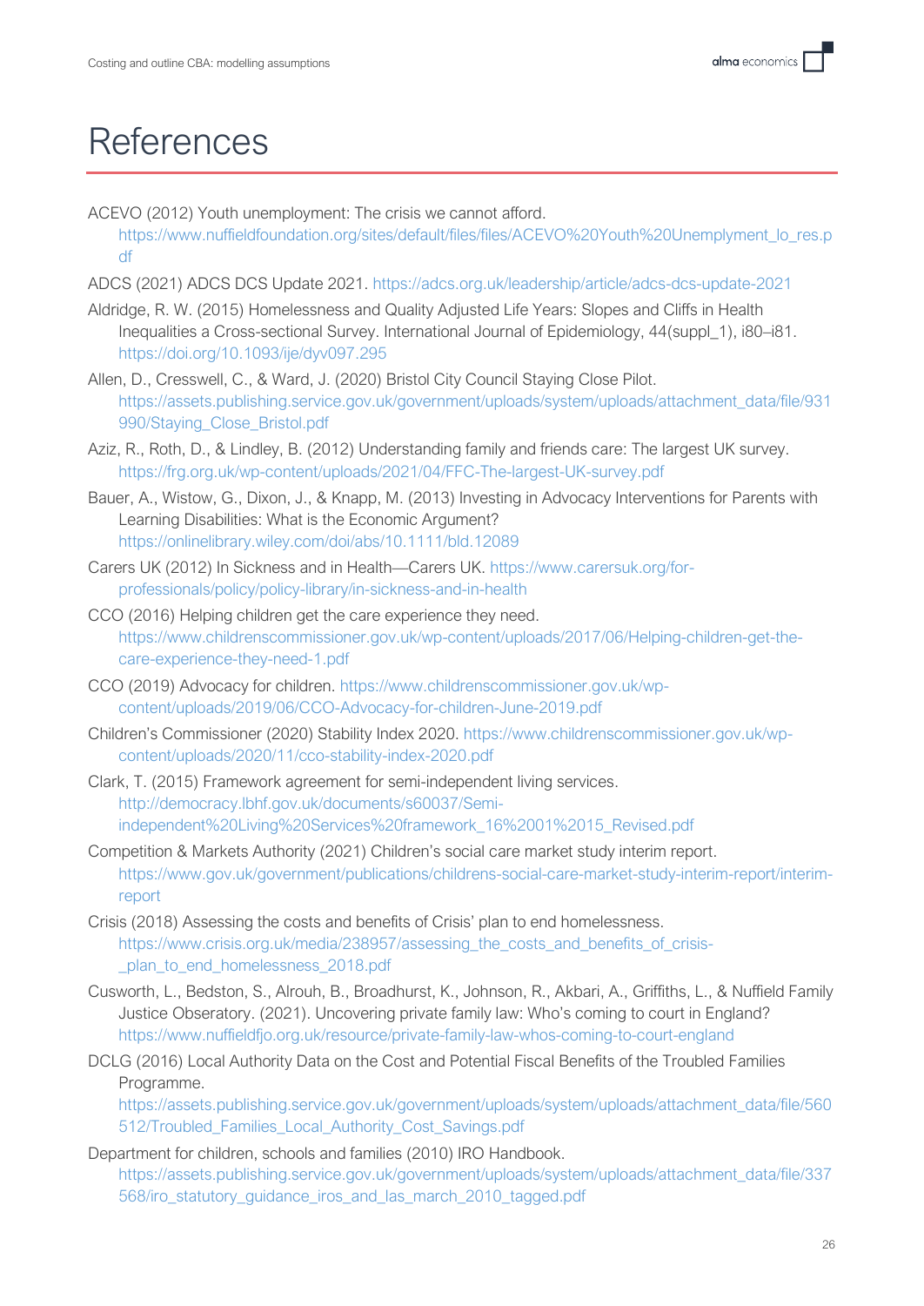# References

ACEVO (2012) Youth unemployment: The crisis we cannot afford. https://www.nuffieldfoundation.org/sites/default/files/files/ACEVO%20Youth%20Unemployment_lo_res.pdf

ADCS (2021) ADCS DCS Update 2021. https://adcs.org.uk/leadership/article/adcs-dcs-update-2021

Aldridge, R. W. (2015) Homelessness and Quality Adjusted Life Years: Slopes and Cliffs in Health Inequalities a Cross-sectional Survey. International Journal of Epidemiology, 44(suppl_1), i80–i81. https://doi.org/10.1093/ije/dyv097.295

Allen, D., Cresswell, C., & Ward, J. (2020) Bristol City Council Staying Close Pilot. https://assets.publishing.service.gov.uk/government/uploads/system/uploads/attachment_data/file/931990/Staying_Close_Bristol.pdf

Aziz, R., Roth, D., & Lindley, B. (2012) Understanding family and friends care: The largest UK survey. https://frg.org.uk/wp-content/uploads/2021/04/FFC-The-largest-UK-survey.pdf

Bauer, A., Wistow, G., Dixon, J., & Knapp, M. (2013) Investing in Advocacy Interventions for Parents with Learning Disabilities: What is the Economic Argument? https://onlinelibrary.wiley.com/doi/abs/10.1111/bld.12089

Carers UK (2012) In Sickness and in Health—Carers UK. https://www.carersuk.org/for-professionals/policy/policy-library/in-sickness-and-in-health

CCO (2016) Helping children get the care experience they need. https://www.childrenscommissioner.gov.uk/wp-content/uploads/2017/06/Helping-children-get-the-care-experience-they-need-1.pdf

CCO (2019) Advocacy for children. https://www.childrenscommissioner.gov.uk/wp-content/uploads/2019/06/CCO-Advocacy-for-children-June-2019.pdf

Children's Commissioner (2020) Stability Index 2020. https://www.childrenscommissioner.gov.uk/wp-content/uploads/2020/11/cco-stability-index-2020.pdf

Clark, T. (2015) Framework agreement for semi-independent living services. http://democracy.lbhf.gov.uk/documents/s60037/Semi-independent%20Living%20Services%20framework_16%2001%2015_Revised.pdf

Competition & Markets Authority (2021) Children's social care market study interim report. https://www.gov.uk/government/publications/childrens-social-care-market-study-interim-report/interim-report

Crisis (2018) Assessing the costs and benefits of Crisis' plan to end homelessness. https://www.crisis.org.uk/media/238957/assessing_the_costs_and_benefits_of_crisis-_plan_to_end_homelessness_2018.pdf

Cusworth, L., Bedston, S., Alrouh, B., Broadhurst, K., Johnson, R., Akbari, A., Griffiths, L., & Nuffield Family Justice Obseratory. (2021). Uncovering private family law: Who's coming to court in England? https://www.nuffieldfjo.org.uk/resource/private-family-law-whos-coming-to-court-england

DCLG (2016) Local Authority Data on the Cost and Potential Fiscal Benefits of the Troubled Families Programme. https://assets.publishing.service.gov.uk/government/uploads/system/uploads/attachment_data/file/560512/Troubled_Families_Local_Authority_Cost_Savings.pdf

Department for children, schools and families (2010) IRO Handbook. https://assets.publishing.service.gov.uk/government/uploads/system/uploads/attachment_data/file/337568/iro_statutory_guidance_iros_and_las_march_2010_tagged.pdf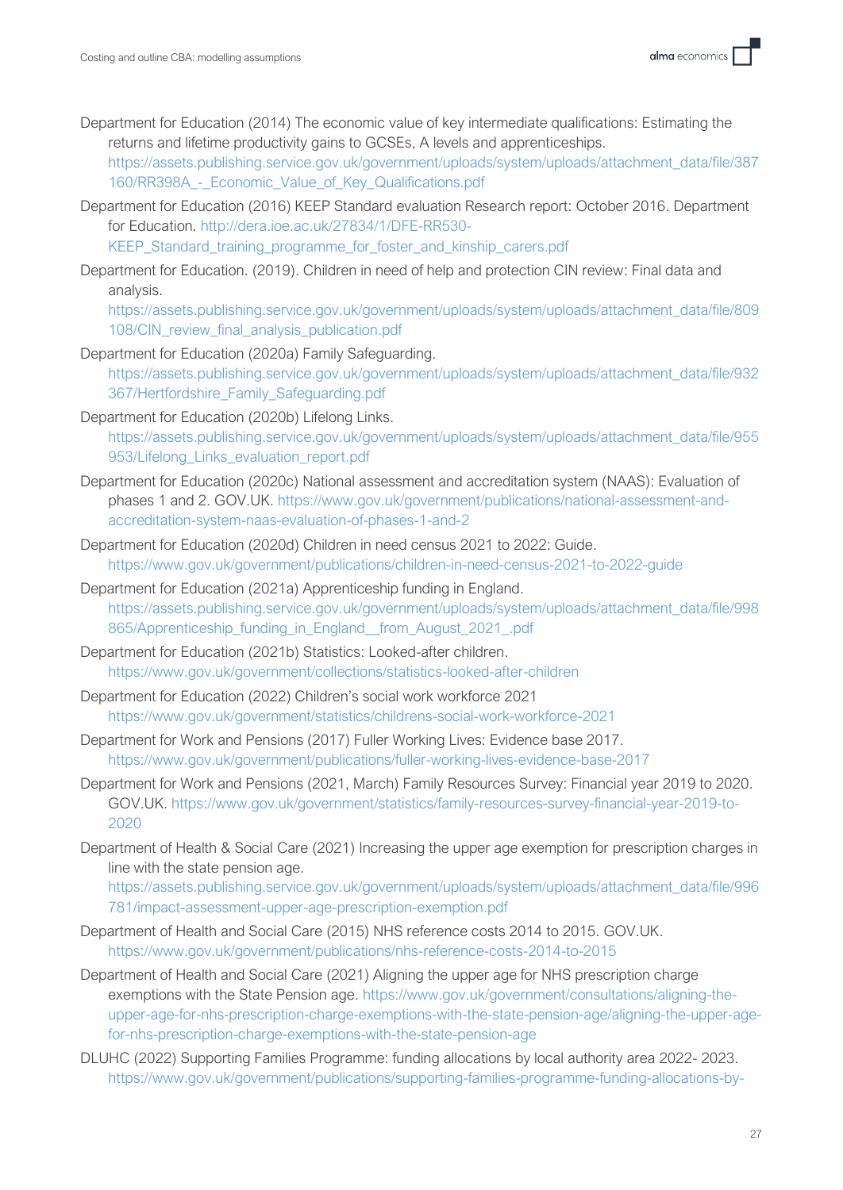Department for Education (2014) The economic value of key intermediate qualifications: Estimating the returns and lifetime productivity gains to GCSEs, A levels and apprenticeships. https://assets.publishing.service.gov.uk/government/uploads/system/uploads/attachment_data/file/387160/RR398A_-_Economic_Value_of_Key_Qualifications.pdf

Department for Education (2016) KEEP Standard evaluation Research report: October 2016. Department for Education. http://dera.ioe.ac.uk/27834/1/DFE-RR530-KEEP_Standard_training_programme_for_foster_and_kinship_carers.pdf

Department for Education. (2019). Children in need of help and protection CIN review: Final data and analysis. https://assets.publishing.service.gov.uk/government/uploads/system/uploads/attachment_data/file/809108/CIN_review_final_analysis_publication.pdf

Department for Education (2020a) Family Safeguarding. https://assets.publishing.service.gov.uk/government/uploads/system/uploads/attachment_data/file/932367/Hertfordshire_Family_Safeguarding.pdf

Department for Education (2020b) Lifelong Links. https://assets.publishing.service.gov.uk/government/uploads/system/uploads/attachment_data/file/955953/Lifelong_Links_evaluation_report.pdf

Department for Education (2020c) National assessment and accreditation system (NAAS): Evaluation of phases 1 and 2. GOV.UK. https://www.gov.uk/government/publications/national-assessment-and-accreditation-system-naas-evaluation-of-phases-1-and-2

Department for Education (2020d) Children in need census 2021 to 2022: Guide. https://www.gov.uk/government/publications/children-in-need-census-2021-to-2022-guide

Department for Education (2021a) Apprenticeship funding in England. https://assets.publishing.service.gov.uk/government/uploads/system/uploads/attachment_data/file/998865/Apprenticeship_funding_in_England__from_August_2021_.pdf

Department for Education (2021b) Statistics: Looked-after children. https://www.gov.uk/government/collections/statistics-looked-after-children

Department for Education (2022) Children's social work workforce 2021 https://www.gov.uk/government/statistics/childrens-social-work-workforce-2021

Department for Work and Pensions (2017) Fuller Working Lives: Evidence base 2017. https://www.gov.uk/government/publications/fuller-working-lives-evidence-base-2017

Department for Work and Pensions (2021, March) Family Resources Survey: Financial year 2019 to 2020. GOV.UK. https://www.gov.uk/government/statistics/family-resources-survey-financial-year-2019-to-2020

Department of Health & Social Care (2021) Increasing the upper age exemption for prescription charges in line with the state pension age. https://assets.publishing.service.gov.uk/government/uploads/system/uploads/attachment_data/file/996781/impact-assessment-upper-age-prescription-exemption.pdf

Department of Health and Social Care (2015) NHS reference costs 2014 to 2015. GOV.UK. https://www.gov.uk/government/publications/nhs-reference-costs-2014-to-2015

Department of Health and Social Care (2021) Aligning the upper age for NHS prescription charge exemptions with the State Pension age. https://www.gov.uk/government/consultations/aligning-the-upper-age-for-nhs-prescription-charge-exemptions-with-the-state-pension-age/aligning-the-upper-age-for-nhs-prescription-charge-exemptions-with-the-state-pension-age

DLUHC (2022) Supporting Families Programme: funding allocations by local authority area 2022- 2023. https://www.gov.uk/government/publications/supporting-families-programme-funding-allocations-by-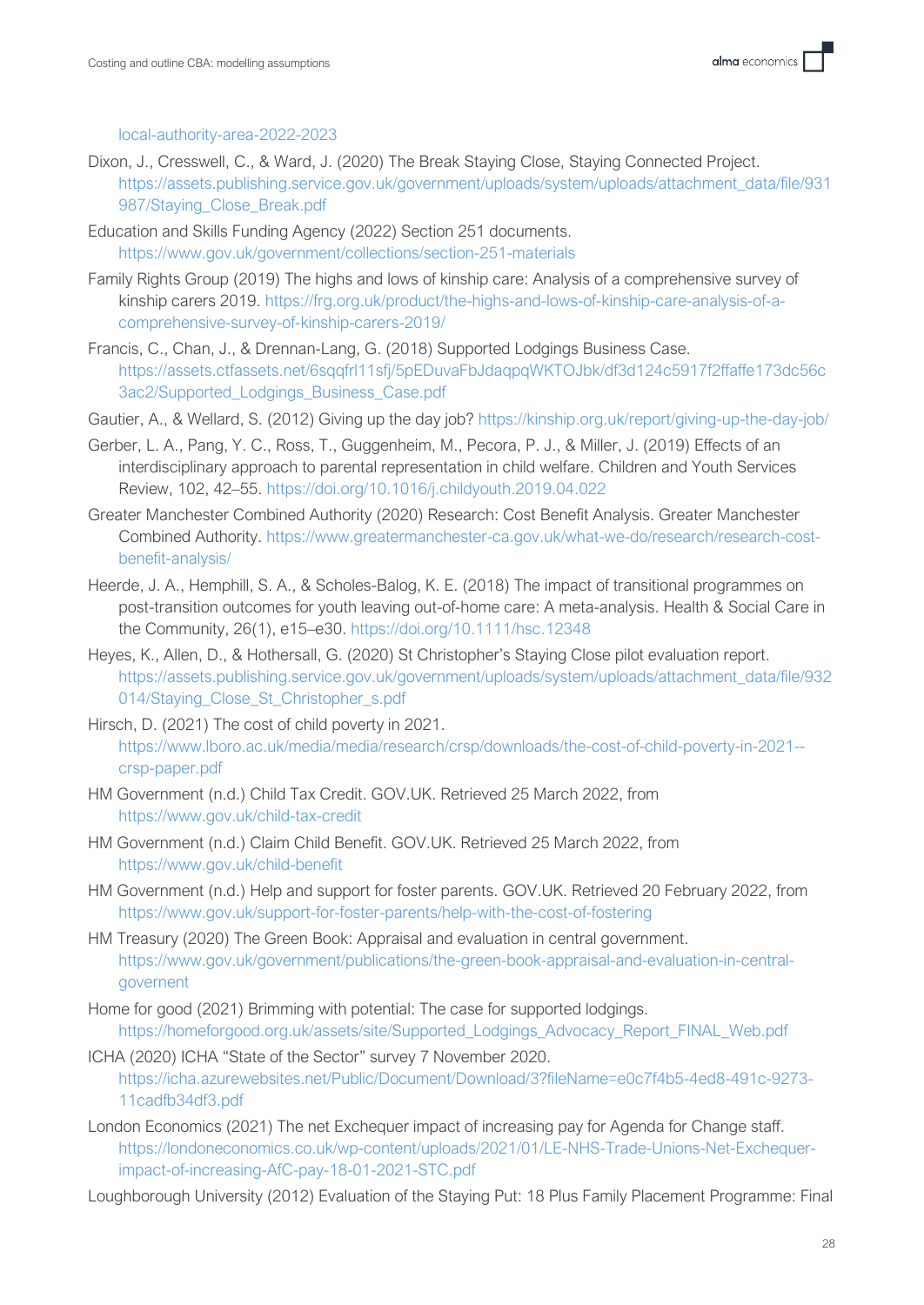local-authority-area-2022-2023

Dixon, J., Cresswell, C., & Ward, J. (2020) The Break Staying Close, Staying Connected Project. https://assets.publishing.service.gov.uk/government/uploads/system/uploads/attachment_data/file/931987/Staying_Close_Break.pdf

Education and Skills Funding Agency (2022) Section 251 documents. https://www.gov.uk/government/collections/section-251-materials

Family Rights Group (2019) The highs and lows of kinship care: Analysis of a comprehensive survey of kinship carers 2019. https://frg.org.uk/product/the-highs-and-lows-of-kinship-care-analysis-of-a-comprehensive-survey-of-kinship-carers-2019/

Francis, C., Chan, J., & Drennan-Lang, G. (2018) Supported Lodgings Business Case. https://assets.ctfassets.net/6sqqfrl11sfj/5pEDuvaFbJdaqpqWKTOJbk/df3d124c5917f2ffaffe173dc56c3ac2/Supported_Lodgings_Business_Case.pdf

Gautier, A., & Wellard, S. (2012) Giving up the day job? https://kinship.org.uk/report/giving-up-the-day-job/

Gerber, L. A., Pang, Y. C., Ross, T., Guggenheim, M., Pecora, P. J., & Miller, J. (2019) Effects of an interdisciplinary approach to parental representation in child welfare. Children and Youth Services Review, 102, 42–55. https://doi.org/10.1016/j.childyouth.2019.04.022

Greater Manchester Combined Authority (2020) Research: Cost Benefit Analysis. Greater Manchester Combined Authority. https://www.greatermanchester-ca.gov.uk/what-we-do/research/research-cost-benefit-analysis/

Heerde, J. A., Hemphill, S. A., & Scholes-Balog, K. E. (2018) The impact of transitional programmes on post-transition outcomes for youth leaving out-of-home care: A meta-analysis. Health & Social Care in the Community, 26(1), e15–e30. https://doi.org/10.1111/hsc.12348

Heyes, K., Allen, D., & Hothersall, G. (2020) St Christopher's Staying Close pilot evaluation report. https://assets.publishing.service.gov.uk/government/uploads/system/uploads/attachment_data/file/932014/Staying_Close_St_Christopher_s.pdf

Hirsch, D. (2021) The cost of child poverty in 2021. https://www.lboro.ac.uk/media/media/research/crsp/downloads/the-cost-of-child-poverty-in-2021--crsp-paper.pdf

HM Government (n.d.) Child Tax Credit. GOV.UK. Retrieved 25 March 2022, from https://www.gov.uk/child-tax-credit

HM Government (n.d.) Claim Child Benefit. GOV.UK. Retrieved 25 March 2022, from https://www.gov.uk/child-benefit

HM Government (n.d.) Help and support for foster parents. GOV.UK. Retrieved 20 February 2022, from https://www.gov.uk/support-for-foster-parents/help-with-the-cost-of-fostering

HM Treasury (2020) The Green Book: Appraisal and evaluation in central government. https://www.gov.uk/government/publications/the-green-book-appraisal-and-evaluation-in-central-govenment

Home for good (2021) Brimming with potential: The case for supported lodgings. https://homeforgood.org.uk/assets/site/Supported_Lodgings_Advocacy_Report_FINAL_Web.pdf

ICHA (2020) ICHA "State of the Sector" survey 7 November 2020. https://icha.azurewebsites.net/Public/Document/Download/3?fileName=e0c7f4b5-4ed8-491c-9273-11cadfb34df3.pdf

London Economics (2021) The net Exchequer impact of increasing pay for Agenda for Change staff. https://londoneconomics.co.uk/wp-content/uploads/2021/01/LE-NHS-Trade-Unions-Net-Exchequer-impact-of-increasing-AfC-pay-18-01-2021-STC.pdf

Loughborough University (2012) Evaluation of the Staying Put: 18 Plus Family Placement Programme: Final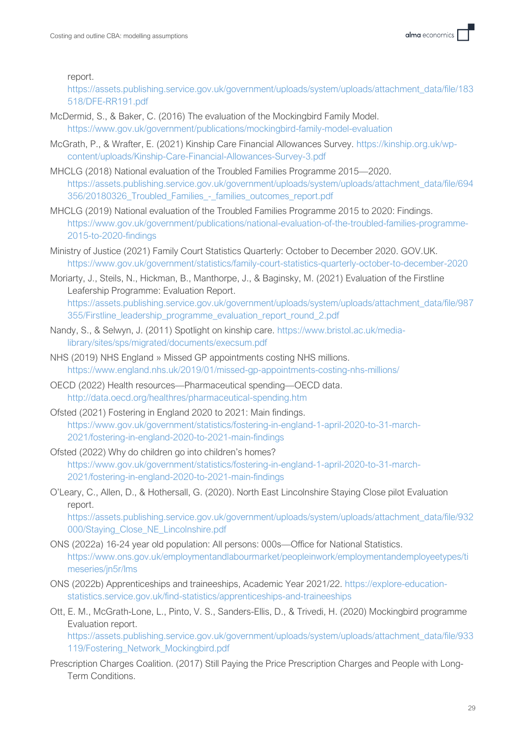report. https://assets.publishing.service.gov.uk/government/uploads/system/uploads/attachment_data/file/183518/DFE-RR191.pdf

McDermid, S., & Baker, C. (2016) The evaluation of the Mockingbird Family Model. https://www.gov.uk/government/publications/mockingbird-family-model-evaluation

McGrath, P., & Wrafter, E. (2021) Kinship Care Financial Allowances Survey. https://kinship.org.uk/wp-content/uploads/Kinship-Care-Financial-Allowances-Survey-3.pdf

MHCLG (2018) National evaluation of the Troubled Families Programme 2015—2020. https://assets.publishing.service.gov.uk/government/uploads/system/uploads/attachment_data/file/694356/20180326_Troubled_Families_-_families_outcomes_report.pdf

MHCLG (2019) National evaluation of the Troubled Families Programme 2015 to 2020: Findings. https://www.gov.uk/government/publications/national-evaluation-of-the-troubled-families-programme-2015-to-2020-findings

Ministry of Justice (2021) Family Court Statistics Quarterly: October to December 2020. GOV.UK. https://www.gov.uk/government/statistics/family-court-statistics-quarterly-october-to-december-2020

Moriarty, J., Steils, N., Hickman, B., Manthorpe, J., & Baginsky, M. (2021) Evaluation of the Firstline Leafership Programme: Evaluation Report. https://assets.publishing.service.gov.uk/government/uploads/system/uploads/attachment_data/file/987355/Firstline_leadership_programme_evaluation_report_round_2.pdf

Nandy, S., & Selwyn, J. (2011) Spotlight on kinship care. https://www.bristol.ac.uk/media-library/sites/sps/migrated/documents/execsum.pdf

NHS (2019) NHS England » Missed GP appointments costing NHS millions. https://www.england.nhs.uk/2019/01/missed-gp-appointments-costing-nhs-millions/

OECD (2022) Health resources—Pharmaceutical spending—OECD data. http://data.oecd.org/healthres/pharmaceutical-spending.htm

Ofsted (2021) Fostering in England 2020 to 2021: Main findings. https://www.gov.uk/government/statistics/fostering-in-england-1-april-2020-to-31-march-2021/fostering-in-england-2020-to-2021-main-findings

Ofsted (2022) Why do children go into children's homes? https://www.gov.uk/government/statistics/fostering-in-england-1-april-2020-to-31-march-2021/fostering-in-england-2020-to-2021-main-findings

O'Leary, C., Allen, D., & Hothersall, G. (2020). North East Lincolnshire Staying Close pilot Evaluation report. https://assets.publishing.service.gov.uk/government/uploads/system/uploads/attachment_data/file/932000/Staying_Close_NE_Lincolnshire.pdf

ONS (2022a) 16-24 year old population: All persons: 000s—Office for National Statistics. https://www.ons.gov.uk/employmentandlabourmarket/peopleinwork/employmentandemployeetypes/timeseries/jn5r/lms

ONS (2022b) Apprenticeships and traineeships, Academic Year 2021/22. https://explore-education-statistics.service.gov.uk/find-statistics/apprenticeships-and-traineeships

Ott, E. M., McGrath-Lone, L., Pinto, V. S., Sanders-Ellis, D., & Trivedi, H. (2020) Mockingbird programme Evaluation report. https://assets.publishing.service.gov.uk/government/uploads/system/uploads/attachment_data/file/933119/Fostering_Network_Mockingbird.pdf

Prescription Charges Coalition. (2017) Still Paying the Price Prescription Charges and People with Long-Term Conditions.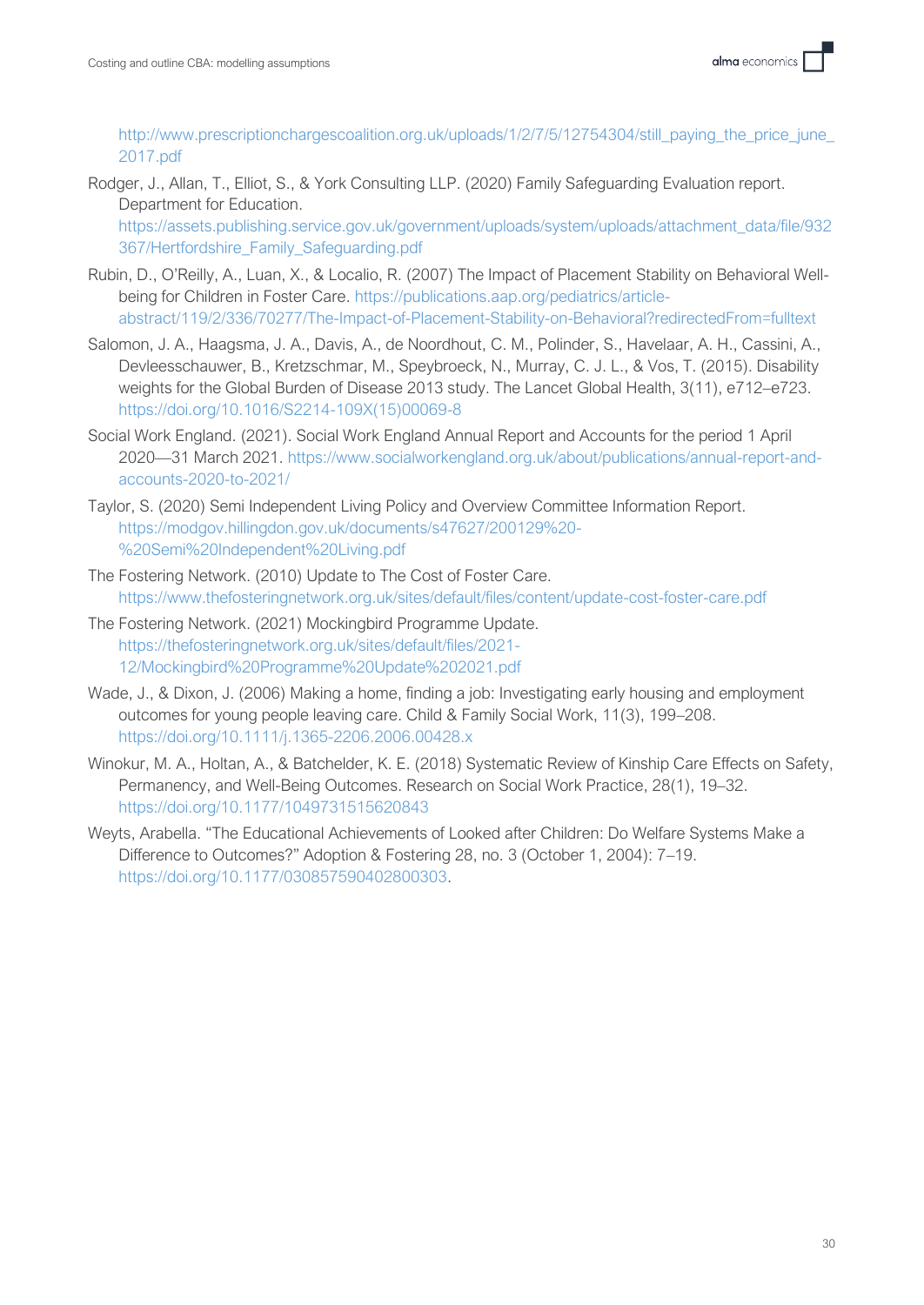http://www.prescriptionchargescoalition.org.uk/uploads/1/2/7/5/12754304/still_paying_the_price_june_2017.pdf

Rodger, J., Allan, T., Elliot, S., & York Consulting LLP. (2020) Family Safeguarding Evaluation report. Department for Education. https://assets.publishing.service.gov.uk/government/uploads/system/uploads/attachment_data/file/932367/Hertfordshire_Family_Safeguarding.pdf

Rubin, D., O'Reilly, A., Luan, X., & Localio, R. (2007) The Impact of Placement Stability on Behavioral Well-being for Children in Foster Care. https://publications.aap.org/pediatrics/article-abstract/119/2/336/70277/The-Impact-of-Placement-Stability-on-Behavioral?redirectedFrom=fulltext

Salomon, J. A., Haagsma, J. A., Davis, A., de Noordhout, C. M., Polinder, S., Havelaar, A. H., Cassini, A., Devleesschauwer, B., Kretzschmar, M., Speybroeck, N., Murray, C. J. L., & Vos, T. (2015). Disability weights for the Global Burden of Disease 2013 study. The Lancet Global Health, 3(11), e712–e723. https://doi.org/10.1016/S2214-109X(15)00069-8

Social Work England. (2021). Social Work England Annual Report and Accounts for the period 1 April 2020—31 March 2021. https://www.socialworkengland.org.uk/about/publications/annual-report-and-accounts-2020-to-2021/

Taylor, S. (2020) Semi Independent Living Policy and Overview Committee Information Report. https://modgov.hillingdon.gov.uk/documents/s47627/200129%20-%20Semi%20Independent%20Living.pdf

The Fostering Network. (2010) Update to The Cost of Foster Care. https://www.thefosteringnetwork.org.uk/sites/default/files/content/update-cost-foster-care.pdf

The Fostering Network. (2021) Mockingbird Programme Update. https://thefosteringnetwork.org.uk/sites/default/files/2021-12/Mockingbird%20Programme%20Update%202021.pdf

Wade, J., & Dixon, J. (2006) Making a home, finding a job: Investigating early housing and employment outcomes for young people leaving care. Child & Family Social Work, 11(3), 199–208. https://doi.org/10.1111/j.1365-2206.2006.00428.x

Winokur, M. A., Holtan, A., & Batchelder, K. E. (2018) Systematic Review of Kinship Care Effects on Safety, Permanency, and Well-Being Outcomes. Research on Social Work Practice, 28(1), 19–32. https://doi.org/10.1177/1049731515620843

Weyts, Arabella. "The Educational Achievements of Looked after Children: Do Welfare Systems Make a Difference to Outcomes?" Adoption & Fostering 28, no. 3 (October 1, 2004): 7–19. https://doi.org/10.1177/030857590402800303.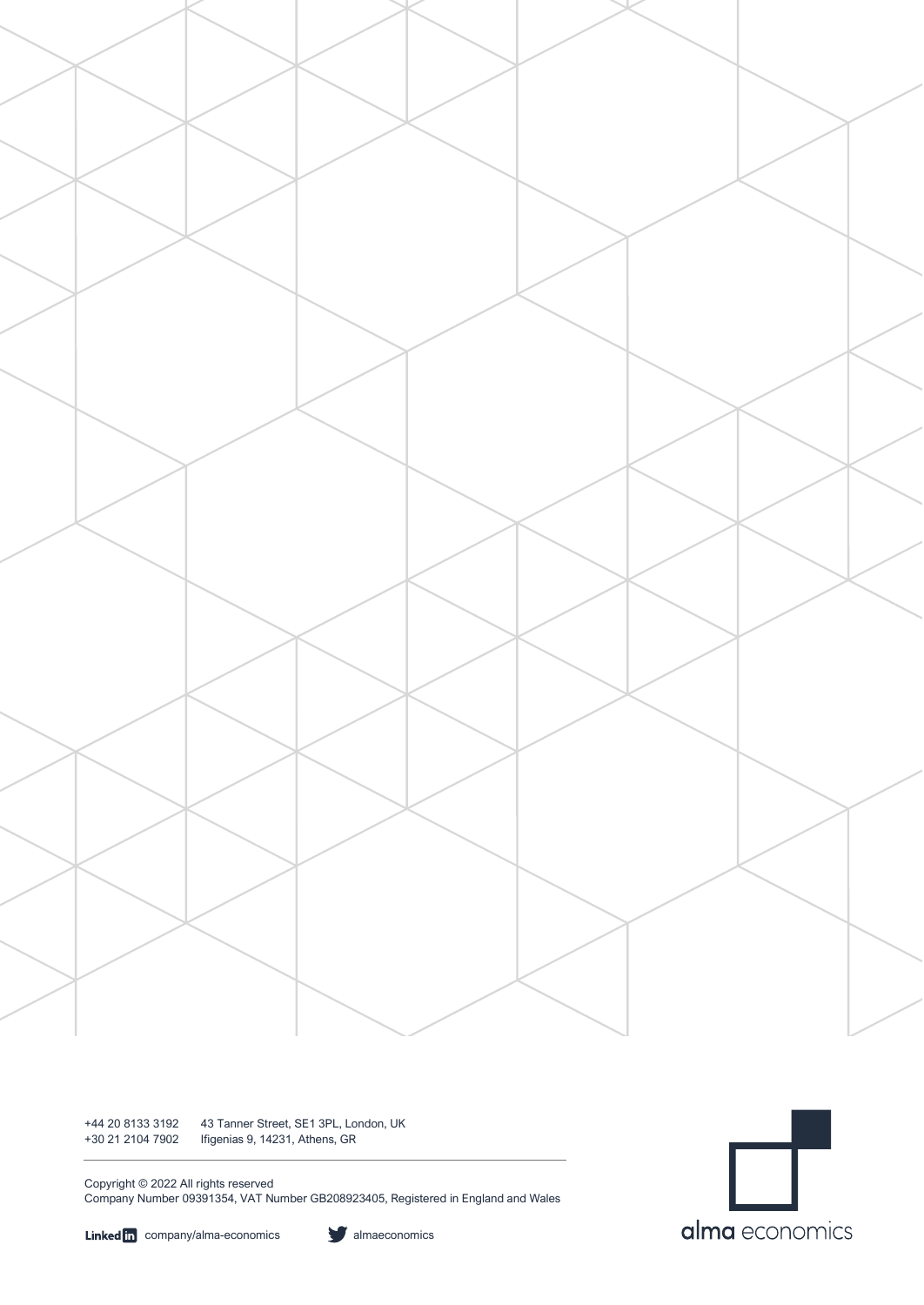+44 20 8133 3192 43 Tanner Street, SE1 3PL, London, UK
+30 21 2104 7902 Ifigenias 9, 14231, Athens, GR

Copyright © 2022 All rights reserved
Company Number 09391354, VAT Number GB208923405, Registered in England and Wales

LinkedIn company/alma-economics

almaeconomics

alma economics